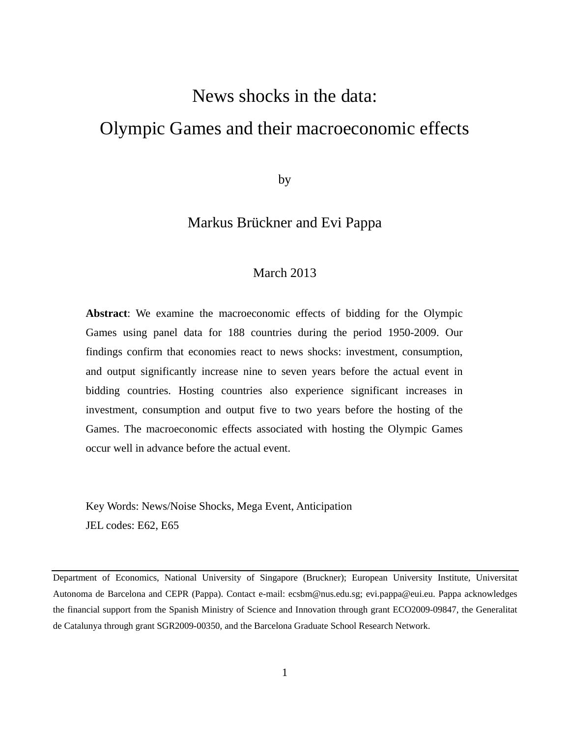# News shocks in the data:
# Olympic Games and their macroeconomic effects

by

Markus Brückner and Evi Pappa

March 2013

**Abstract**: We examine the macroeconomic effects of bidding for the Olympic Games using panel data for 188 countries during the period 1950-2009. Our findings confirm that economies react to news shocks: investment, consumption, and output significantly increase nine to seven years before the actual event in bidding countries. Hosting countries also experience significant increases in investment, consumption and output five to two years before the hosting of the Games. The macroeconomic effects associated with hosting the Olympic Games occur well in advance before the actual event.

Key Words: News/Noise Shocks, Mega Event, Anticipation

JEL codes: E62, E65

---

Department of Economics, National University of Singapore (Bruckner); European University Institute, Universitat Autonoma de Barcelona and CEPR (Pappa). Contact e-mail: ecsbm@nus.edu.sg; evi.pappa@eui.eu. Pappa acknowledges the financial support from the Spanish Ministry of Science and Innovation through grant ECO2009-09847, the Generalitat de Catalunya through grant SGR2009-00350, and the Barcelona Graduate School Research Network.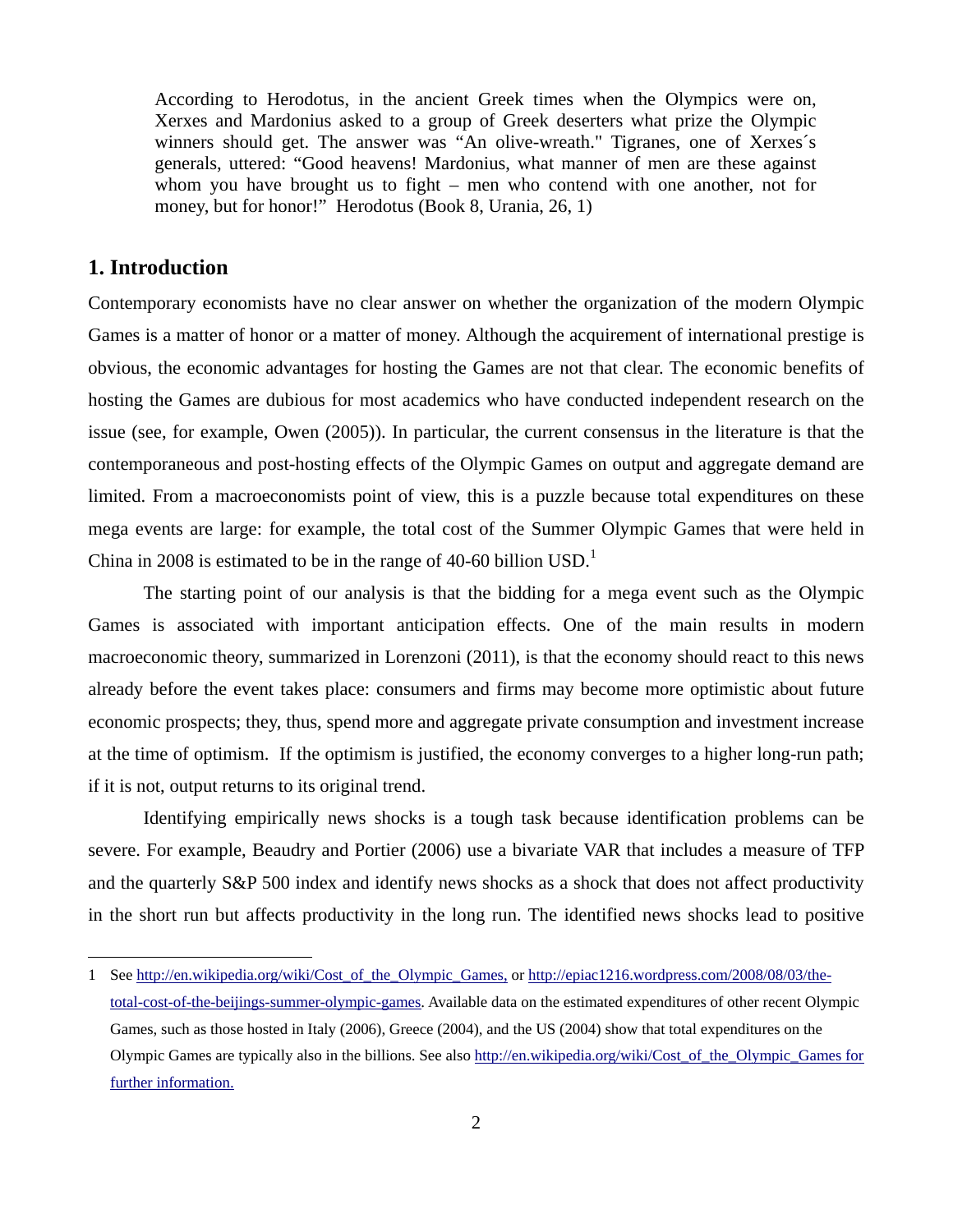> According to Herodotus, in the ancient Greek times when the Olympics were on, Xerxes and Mardonius asked to a group of Greek deserters what prize the Olympic winners should get. The answer was "An olive-wreath." Tigranes, one of Xerxes´s generals, uttered: "Good heavens! Mardonius, what manner of men are these against whom you have brought us to fight – men who contend with one another, not for money, but for honor!" Herodotus (Book 8, Urania, 26, 1)

## 1. Introduction

Contemporary economists have no clear answer on whether the organization of the modern Olympic Games is a matter of honor or a matter of money. Although the acquirement of international prestige is obvious, the economic advantages for hosting the Games are not that clear. The economic benefits of hosting the Games are dubious for most academics who have conducted independent research on the issue (see, for example, Owen (2005)). In particular, the current consensus in the literature is that the contemporaneous and post-hosting effects of the Olympic Games on output and aggregate demand are limited. From a macroeconomists point of view, this is a puzzle because total expenditures on these mega events are large: for example, the total cost of the Summer Olympic Games that were held in China in 2008 is estimated to be in the range of 40-60 billion USD.[1]

The starting point of our analysis is that the bidding for a mega event such as the Olympic Games is associated with important anticipation effects. One of the main results in modern macroeconomic theory, summarized in Lorenzoni (2011), is that the economy should react to this news already before the event takes place: consumers and firms may become more optimistic about future economic prospects; they, thus, spend more and aggregate private consumption and investment increase at the time of optimism. If the optimism is justified, the economy converges to a higher long-run path; if it is not, output returns to its original trend.

Identifying empirically news shocks is a tough task because identification problems can be severe. For example, Beaudry and Portier (2006) use a bivariate VAR that includes a measure of TFP and the quarterly S&P 500 index and identify news shocks as a shock that does not affect productivity in the short run but affects productivity in the long run. The identified news shocks lead to positive

---

1 See http://en.wikipedia.org/wiki/Cost_of_the_Olympic_Games, or http://epiac1216.wordpress.com/2008/08/03/the-total-cost-of-the-beijings-summer-olympic-games. Available data on the estimated expenditures of other recent Olympic Games, such as those hosted in Italy (2006), Greece (2004), and the US (2004) show that total expenditures on the Olympic Games are typically also in the billions. See also http://en.wikipedia.org/wiki/Cost_of_the_Olympic_Games for further information.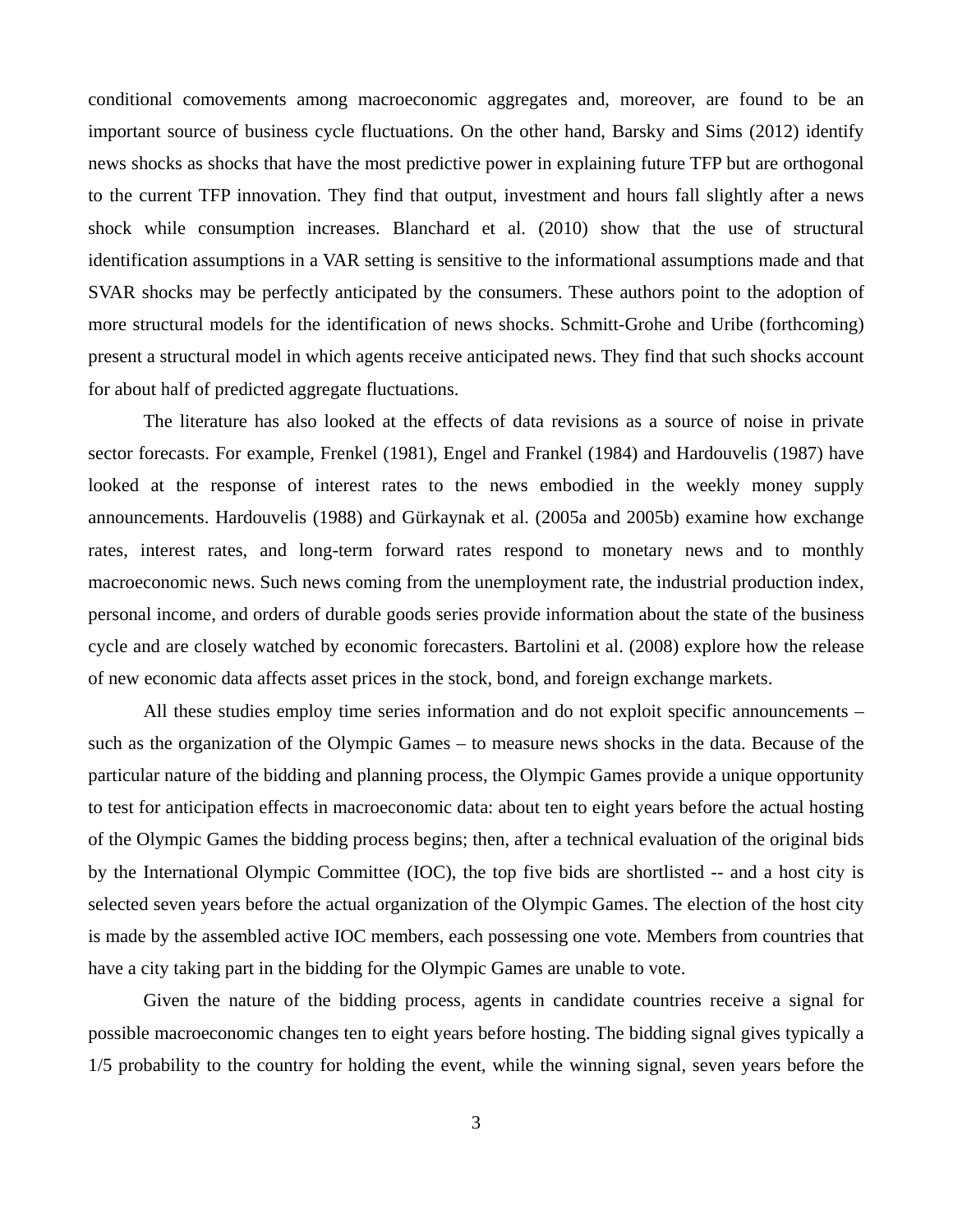conditional comovements among macroeconomic aggregates and, moreover, are found to be an important source of business cycle fluctuations. On the other hand, Barsky and Sims (2012) identify news shocks as shocks that have the most predictive power in explaining future TFP but are orthogonal to the current TFP innovation. They find that output, investment and hours fall slightly after a news shock while consumption increases. Blanchard et al. (2010) show that the use of structural identification assumptions in a VAR setting is sensitive to the informational assumptions made and that SVAR shocks may be perfectly anticipated by the consumers. These authors point to the adoption of more structural models for the identification of news shocks. Schmitt-Grohe and Uribe (forthcoming) present a structural model in which agents receive anticipated news. They find that such shocks account for about half of predicted aggregate fluctuations.

The literature has also looked at the effects of data revisions as a source of noise in private sector forecasts. For example, Frenkel (1981), Engel and Frankel (1984) and Hardouvelis (1987) have looked at the response of interest rates to the news embodied in the weekly money supply announcements. Hardouvelis (1988) and Gürkaynak et al. (2005a and 2005b) examine how exchange rates, interest rates, and long-term forward rates respond to monetary news and to monthly macroeconomic news. Such news coming from the unemployment rate, the industrial production index, personal income, and orders of durable goods series provide information about the state of the business cycle and are closely watched by economic forecasters. Bartolini et al. (2008) explore how the release of new economic data affects asset prices in the stock, bond, and foreign exchange markets.

All these studies employ time series information and do not exploit specific announcements – such as the organization of the Olympic Games – to measure news shocks in the data. Because of the particular nature of the bidding and planning process, the Olympic Games provide a unique opportunity to test for anticipation effects in macroeconomic data: about ten to eight years before the actual hosting of the Olympic Games the bidding process begins; then, after a technical evaluation of the original bids by the International Olympic Committee (IOC), the top five bids are shortlisted -- and a host city is selected seven years before the actual organization of the Olympic Games. The election of the host city is made by the assembled active IOC members, each possessing one vote. Members from countries that have a city taking part in the bidding for the Olympic Games are unable to vote.

Given the nature of the bidding process, agents in candidate countries receive a signal for possible macroeconomic changes ten to eight years before hosting. The bidding signal gives typically a 1/5 probability to the country for holding the event, while the winning signal, seven years before the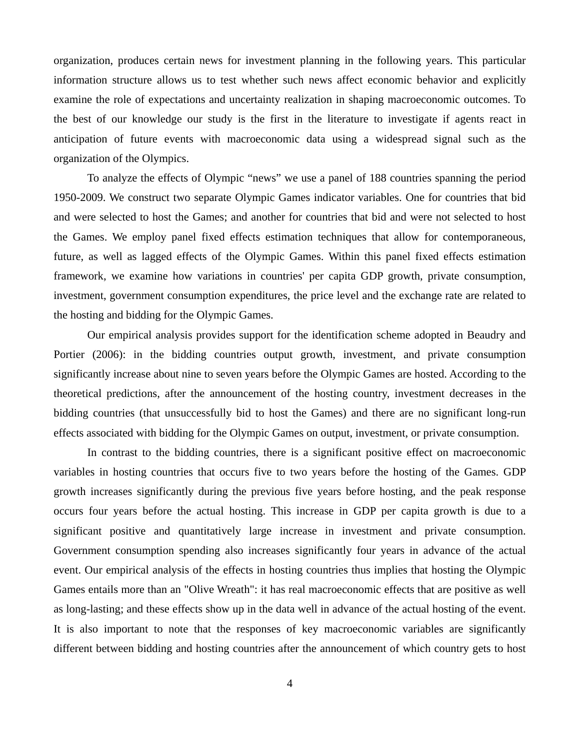organization, produces certain news for investment planning in the following years. This particular information structure allows us to test whether such news affect economic behavior and explicitly examine the role of expectations and uncertainty realization in shaping macroeconomic outcomes. To the best of our knowledge our study is the first in the literature to investigate if agents react in anticipation of future events with macroeconomic data using a widespread signal such as the organization of the Olympics.

To analyze the effects of Olympic "news" we use a panel of 188 countries spanning the period 1950-2009. We construct two separate Olympic Games indicator variables. One for countries that bid and were selected to host the Games; and another for countries that bid and were not selected to host the Games. We employ panel fixed effects estimation techniques that allow for contemporaneous, future, as well as lagged effects of the Olympic Games. Within this panel fixed effects estimation framework, we examine how variations in countries' per capita GDP growth, private consumption, investment, government consumption expenditures, the price level and the exchange rate are related to the hosting and bidding for the Olympic Games.

Our empirical analysis provides support for the identification scheme adopted in Beaudry and Portier (2006): in the bidding countries output growth, investment, and private consumption significantly increase about nine to seven years before the Olympic Games are hosted. According to the theoretical predictions, after the announcement of the hosting country, investment decreases in the bidding countries (that unsuccessfully bid to host the Games) and there are no significant long-run effects associated with bidding for the Olympic Games on output, investment, or private consumption.

In contrast to the bidding countries, there is a significant positive effect on macroeconomic variables in hosting countries that occurs five to two years before the hosting of the Games. GDP growth increases significantly during the previous five years before hosting, and the peak response occurs four years before the actual hosting. This increase in GDP per capita growth is due to a significant positive and quantitatively large increase in investment and private consumption. Government consumption spending also increases significantly four years in advance of the actual event. Our empirical analysis of the effects in hosting countries thus implies that hosting the Olympic Games entails more than an "Olive Wreath": it has real macroeconomic effects that are positive as well as long-lasting; and these effects show up in the data well in advance of the actual hosting of the event. It is also important to note that the responses of key macroeconomic variables are significantly different between bidding and hosting countries after the announcement of which country gets to host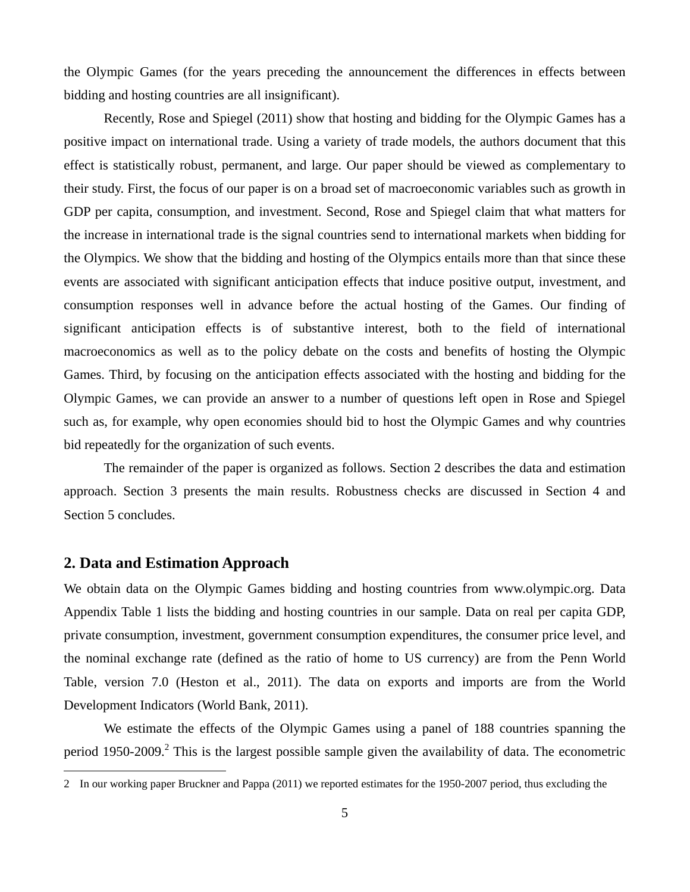the Olympic Games (for the years preceding the announcement the differences in effects between bidding and hosting countries are all insignificant).

Recently, Rose and Spiegel (2011) show that hosting and bidding for the Olympic Games has a positive impact on international trade. Using a variety of trade models, the authors document that this effect is statistically robust, permanent, and large. Our paper should be viewed as complementary to their study. First, the focus of our paper is on a broad set of macroeconomic variables such as growth in GDP per capita, consumption, and investment. Second, Rose and Spiegel claim that what matters for the increase in international trade is the signal countries send to international markets when bidding for the Olympics. We show that the bidding and hosting of the Olympics entails more than that since these events are associated with significant anticipation effects that induce positive output, investment, and consumption responses well in advance before the actual hosting of the Games. Our finding of significant anticipation effects is of substantive interest, both to the field of international macroeconomics as well as to the policy debate on the costs and benefits of hosting the Olympic Games. Third, by focusing on the anticipation effects associated with the hosting and bidding for the Olympic Games, we can provide an answer to a number of questions left open in Rose and Spiegel such as, for example, why open economies should bid to host the Olympic Games and why countries bid repeatedly for the organization of such events.

The remainder of the paper is organized as follows. Section 2 describes the data and estimation approach. Section 3 presents the main results. Robustness checks are discussed in Section 4 and Section 5 concludes.

## 2. Data and Estimation Approach

We obtain data on the Olympic Games bidding and hosting countries from www.olympic.org. Data Appendix Table 1 lists the bidding and hosting countries in our sample. Data on real per capita GDP, private consumption, investment, government consumption expenditures, the consumer price level, and the nominal exchange rate (defined as the ratio of home to US currency) are from the Penn World Table, version 7.0 (Heston et al., 2011). The data on exports and imports are from the World Development Indicators (World Bank, 2011).

We estimate the effects of the Olympic Games using a panel of 188 countries spanning the period 1950-2009.[2] This is the largest possible sample given the availability of data. The econometric

[2] In our working paper Bruckner and Pappa (2011) we reported estimates for the 1950-2007 period, thus excluding the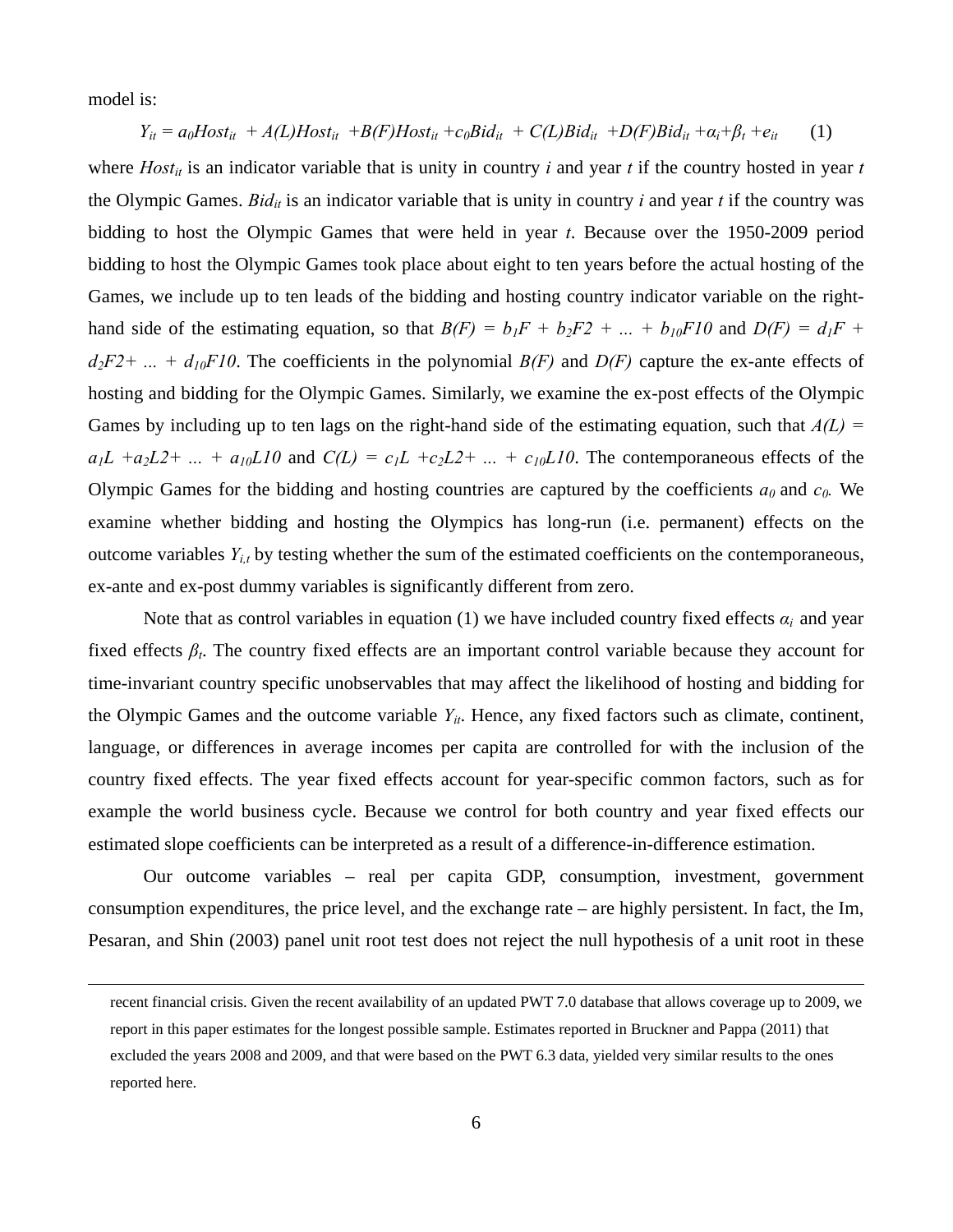model is:

$$Y_{it} = a_0 Host_{it} + A(L)Host_{it} + B(F)Host_{it} + c_0 Bid_{it} + C(L)Bid_{it} + D(F)Bid_{it} + \alpha_i + \beta_t + e_{it} \qquad (1)$$

where $Host_{it}$ is an indicator variable that is unity in country $i$ and year $t$ if the country hosted in year $t$ the Olympic Games. $Bid_{it}$ is an indicator variable that is unity in country $i$ and year $t$ if the country was bidding to host the Olympic Games that were held in year $t$. Because over the 1950-2009 period bidding to host the Olympic Games took place about eight to ten years before the actual hosting of the Games, we include up to ten leads of the bidding and hosting country indicator variable on the right-hand side of the estimating equation, so that $B(F) = b_1F + b_2F2 + ... + b_{10}F10$ and $D(F) = d_1F + d_2F2 + ... + d_{10}F10$. The coefficients in the polynomial $B(F)$ and $D(F)$ capture the ex-ante effects of hosting and bidding for the Olympic Games. Similarly, we examine the ex-post effects of the Olympic Games by including up to ten lags on the right-hand side of the estimating equation, such that $A(L) = a_1L + a_2L2 + ... + a_{10}L10$ and $C(L) = c_1L + c_2L2 + ... + c_{10}L10$. The contemporaneous effects of the Olympic Games for the bidding and hosting countries are captured by the coefficients $a_0$ and $c_0$. We examine whether bidding and hosting the Olympics has long-run (i.e. permanent) effects on the outcome variables $Y_{i,t}$ by testing whether the sum of the estimated coefficients on the contemporaneous, ex-ante and ex-post dummy variables is significantly different from zero.

Note that as control variables in equation (1) we have included country fixed effects $\alpha_i$ and year fixed effects $\beta_t$. The country fixed effects are an important control variable because they account for time-invariant country specific unobservables that may affect the likelihood of hosting and bidding for the Olympic Games and the outcome variable $Y_{it}$. Hence, any fixed factors such as climate, continent, language, or differences in average incomes per capita are controlled for with the inclusion of the country fixed effects. The year fixed effects account for year-specific common factors, such as for example the world business cycle. Because we control for both country and year fixed effects our estimated slope coefficients can be interpreted as a result of a difference-in-difference estimation.

Our outcome variables – real per capita GDP, consumption, investment, government consumption expenditures, the price level, and the exchange rate – are highly persistent. In fact, the Im, Pesaran, and Shin (2003) panel unit root test does not reject the null hypothesis of a unit root in these

recent financial crisis. Given the recent availability of an updated PWT 7.0 database that allows coverage up to 2009, we report in this paper estimates for the longest possible sample. Estimates reported in Bruckner and Pappa (2011) that excluded the years 2008 and 2009, and that were based on the PWT 6.3 data, yielded very similar results to the ones reported here.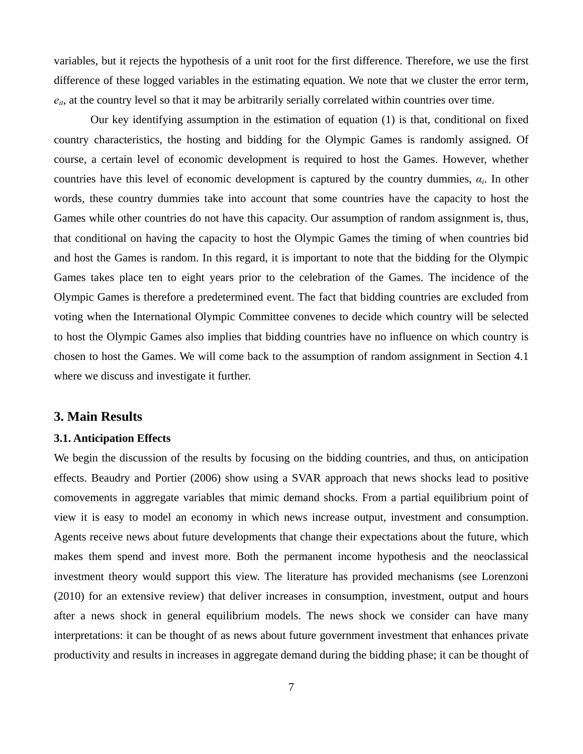variables, but it rejects the hypothesis of a unit root for the first difference. Therefore, we use the first difference of these logged variables in the estimating equation. We note that we cluster the error term, $e_{it}$, at the country level so that it may be arbitrarily serially correlated within countries over time.

Our key identifying assumption in the estimation of equation (1) is that, conditional on fixed country characteristics, the hosting and bidding for the Olympic Games is randomly assigned. Of course, a certain level of economic development is required to host the Games. However, whether countries have this level of economic development is captured by the country dummies, $\alpha_i$. In other words, these country dummies take into account that some countries have the capacity to host the Games while other countries do not have this capacity. Our assumption of random assignment is, thus, that conditional on having the capacity to host the Olympic Games the timing of when countries bid and host the Games is random. In this regard, it is important to note that the bidding for the Olympic Games takes place ten to eight years prior to the celebration of the Games. The incidence of the Olympic Games is therefore a predetermined event. The fact that bidding countries are excluded from voting when the International Olympic Committee convenes to decide which country will be selected to host the Olympic Games also implies that bidding countries have no influence on which country is chosen to host the Games. We will come back to the assumption of random assignment in Section 4.1 where we discuss and investigate it further.

## 3. Main Results

### 3.1. Anticipation Effects

We begin the discussion of the results by focusing on the bidding countries, and thus, on anticipation effects. Beaudry and Portier (2006) show using a SVAR approach that news shocks lead to positive comovements in aggregate variables that mimic demand shocks. From a partial equilibrium point of view it is easy to model an economy in which news increase output, investment and consumption. Agents receive news about future developments that change their expectations about the future, which makes them spend and invest more. Both the permanent income hypothesis and the neoclassical investment theory would support this view. The literature has provided mechanisms (see Lorenzoni (2010) for an extensive review) that deliver increases in consumption, investment, output and hours after a news shock in general equilibrium models. The news shock we consider can have many interpretations: it can be thought of as news about future government investment that enhances private productivity and results in increases in aggregate demand during the bidding phase; it can be thought of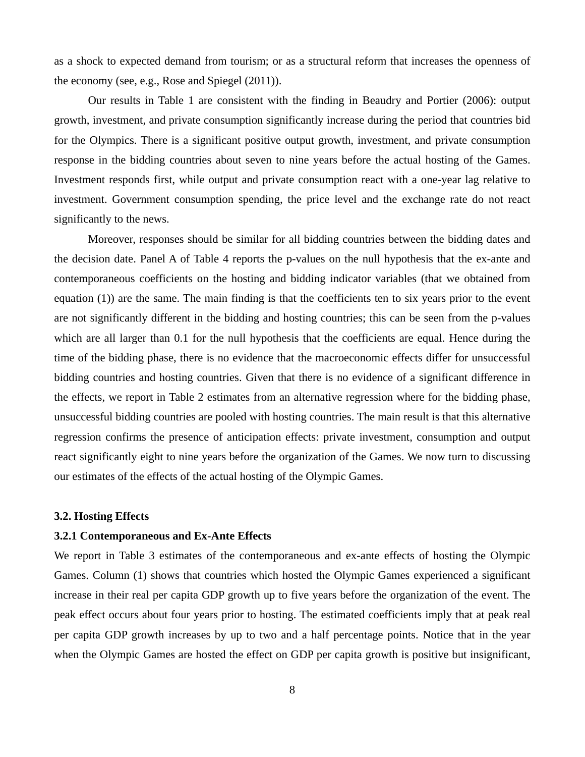as a shock to expected demand from tourism; or as a structural reform that increases the openness of the economy (see, e.g., Rose and Spiegel (2011)).

Our results in Table 1 are consistent with the finding in Beaudry and Portier (2006): output growth, investment, and private consumption significantly increase during the period that countries bid for the Olympics. There is a significant positive output growth, investment, and private consumption response in the bidding countries about seven to nine years before the actual hosting of the Games. Investment responds first, while output and private consumption react with a one-year lag relative to investment. Government consumption spending, the price level and the exchange rate do not react significantly to the news.

Moreover, responses should be similar for all bidding countries between the bidding dates and the decision date. Panel A of Table 4 reports the p-values on the null hypothesis that the ex-ante and contemporaneous coefficients on the hosting and bidding indicator variables (that we obtained from equation (1)) are the same. The main finding is that the coefficients ten to six years prior to the event are not significantly different in the bidding and hosting countries; this can be seen from the p-values which are all larger than 0.1 for the null hypothesis that the coefficients are equal. Hence during the time of the bidding phase, there is no evidence that the macroeconomic effects differ for unsuccessful bidding countries and hosting countries. Given that there is no evidence of a significant difference in the effects, we report in Table 2 estimates from an alternative regression where for the bidding phase, unsuccessful bidding countries are pooled with hosting countries. The main result is that this alternative regression confirms the presence of anticipation effects: private investment, consumption and output react significantly eight to nine years before the organization of the Games. We now turn to discussing our estimates of the effects of the actual hosting of the Olympic Games.

### 3.2. Hosting Effects

#### 3.2.1 Contemporaneous and Ex-Ante Effects

We report in Table 3 estimates of the contemporaneous and ex-ante effects of hosting the Olympic Games. Column (1) shows that countries which hosted the Olympic Games experienced a significant increase in their real per capita GDP growth up to five years before the organization of the event. The peak effect occurs about four years prior to hosting. The estimated coefficients imply that at peak real per capita GDP growth increases by up to two and a half percentage points. Notice that in the year when the Olympic Games are hosted the effect on GDP per capita growth is positive but insignificant,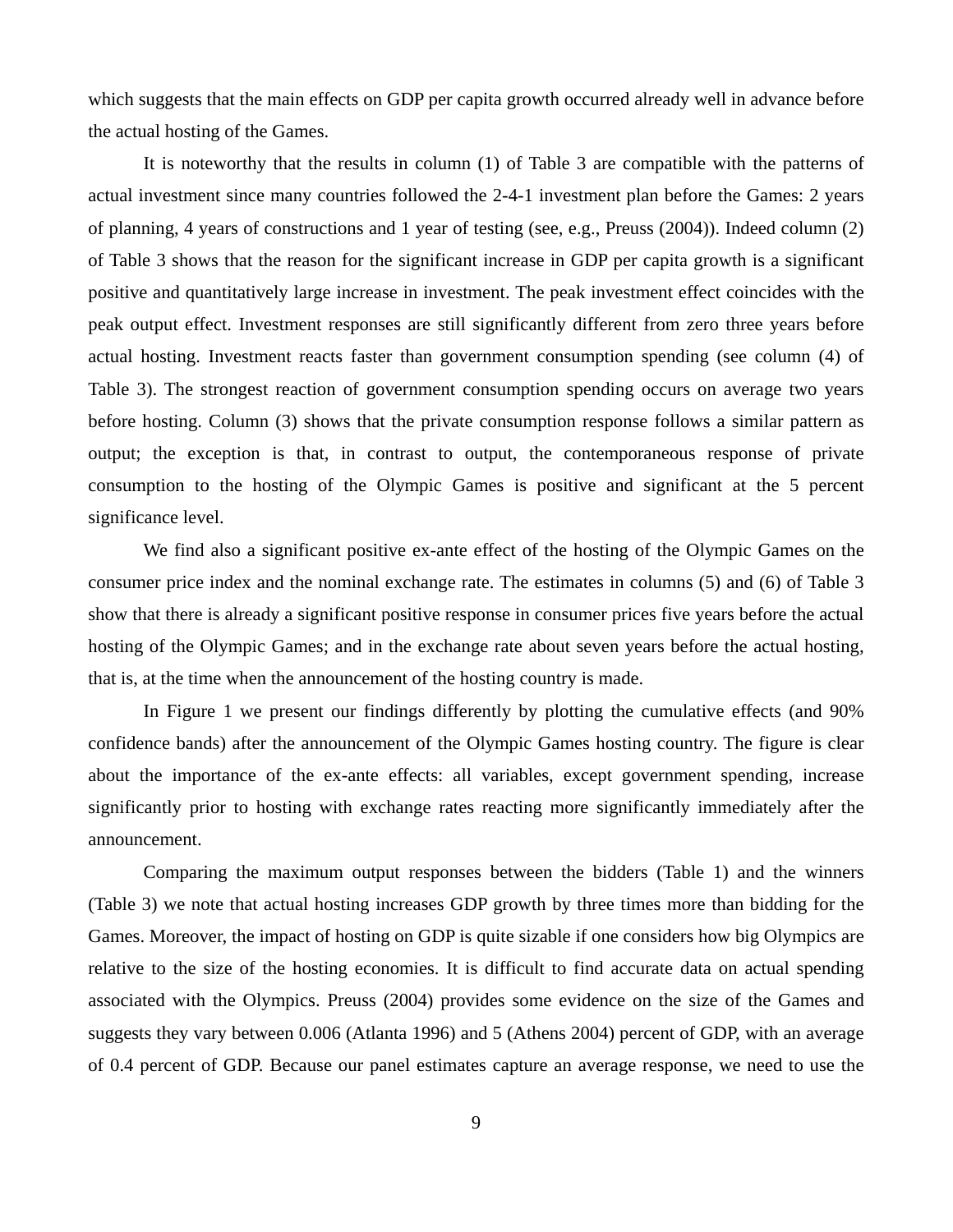which suggests that the main effects on GDP per capita growth occurred already well in advance before the actual hosting of the Games.

It is noteworthy that the results in column (1) of Table 3 are compatible with the patterns of actual investment since many countries followed the 2-4-1 investment plan before the Games: 2 years of planning, 4 years of constructions and 1 year of testing (see, e.g., Preuss (2004)). Indeed column (2) of Table 3 shows that the reason for the significant increase in GDP per capita growth is a significant positive and quantitatively large increase in investment. The peak investment effect coincides with the peak output effect. Investment responses are still significantly different from zero three years before actual hosting. Investment reacts faster than government consumption spending (see column (4) of Table 3). The strongest reaction of government consumption spending occurs on average two years before hosting. Column (3) shows that the private consumption response follows a similar pattern as output; the exception is that, in contrast to output, the contemporaneous response of private consumption to the hosting of the Olympic Games is positive and significant at the 5 percent significance level.

We find also a significant positive ex-ante effect of the hosting of the Olympic Games on the consumer price index and the nominal exchange rate. The estimates in columns (5) and (6) of Table 3 show that there is already a significant positive response in consumer prices five years before the actual hosting of the Olympic Games; and in the exchange rate about seven years before the actual hosting, that is, at the time when the announcement of the hosting country is made.

In Figure 1 we present our findings differently by plotting the cumulative effects (and 90% confidence bands) after the announcement of the Olympic Games hosting country. The figure is clear about the importance of the ex-ante effects: all variables, except government spending, increase significantly prior to hosting with exchange rates reacting more significantly immediately after the announcement.

Comparing the maximum output responses between the bidders (Table 1) and the winners (Table 3) we note that actual hosting increases GDP growth by three times more than bidding for the Games. Moreover, the impact of hosting on GDP is quite sizable if one considers how big Olympics are relative to the size of the hosting economies. It is difficult to find accurate data on actual spending associated with the Olympics. Preuss (2004) provides some evidence on the size of the Games and suggests they vary between 0.006 (Atlanta 1996) and 5 (Athens 2004) percent of GDP, with an average of 0.4 percent of GDP. Because our panel estimates capture an average response, we need to use the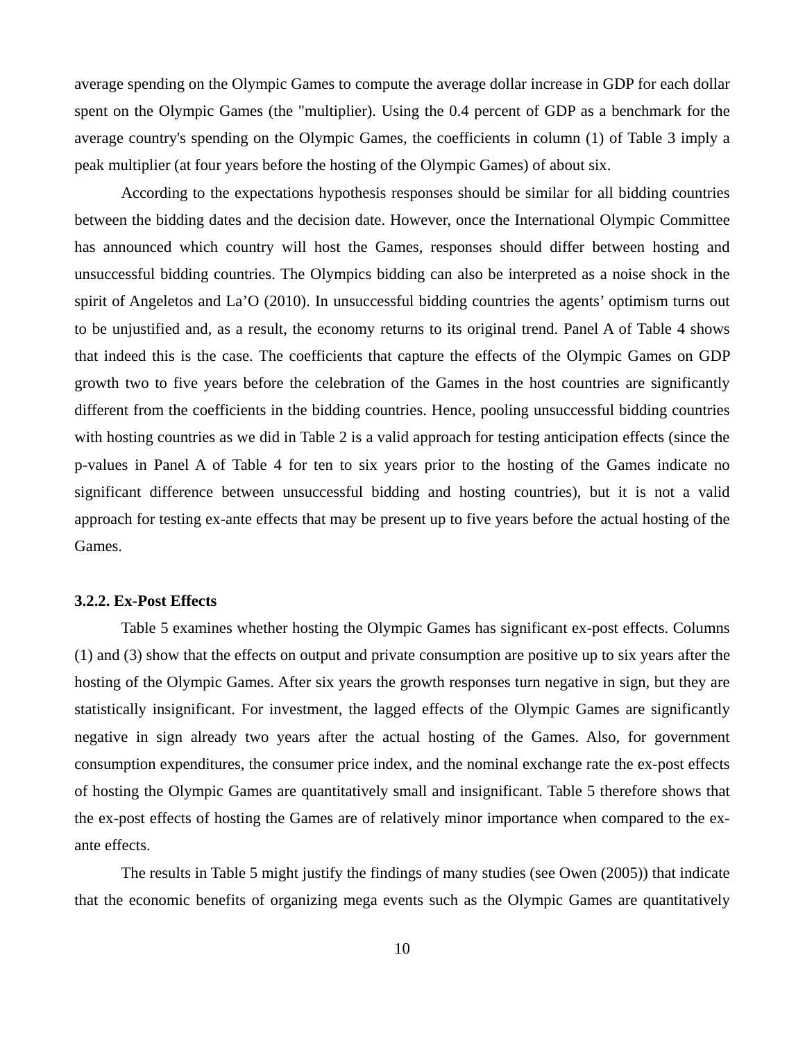average spending on the Olympic Games to compute the average dollar increase in GDP for each dollar spent on the Olympic Games (the "multiplier). Using the 0.4 percent of GDP as a benchmark for the average country's spending on the Olympic Games, the coefficients in column (1) of Table 3 imply a peak multiplier (at four years before the hosting of the Olympic Games) of about six.

According to the expectations hypothesis responses should be similar for all bidding countries between the bidding dates and the decision date. However, once the International Olympic Committee has announced which country will host the Games, responses should differ between hosting and unsuccessful bidding countries. The Olympics bidding can also be interpreted as a noise shock in the spirit of Angeletos and La'O (2010). In unsuccessful bidding countries the agents' optimism turns out to be unjustified and, as a result, the economy returns to its original trend. Panel A of Table 4 shows that indeed this is the case. The coefficients that capture the effects of the Olympic Games on GDP growth two to five years before the celebration of the Games in the host countries are significantly different from the coefficients in the bidding countries. Hence, pooling unsuccessful bidding countries with hosting countries as we did in Table 2 is a valid approach for testing anticipation effects (since the p-values in Panel A of Table 4 for ten to six years prior to the hosting of the Games indicate no significant difference between unsuccessful bidding and hosting countries), but it is not a valid approach for testing ex-ante effects that may be present up to five years before the actual hosting of the Games.

### 3.2.2. Ex-Post Effects

Table 5 examines whether hosting the Olympic Games has significant ex-post effects. Columns (1) and (3) show that the effects on output and private consumption are positive up to six years after the hosting of the Olympic Games. After six years the growth responses turn negative in sign, but they are statistically insignificant. For investment, the lagged effects of the Olympic Games are significantly negative in sign already two years after the actual hosting of the Games. Also, for government consumption expenditures, the consumer price index, and the nominal exchange rate the ex-post effects of hosting the Olympic Games are quantitatively small and insignificant. Table 5 therefore shows that the ex-post effects of hosting the Games are of relatively minor importance when compared to the ex-ante effects.

The results in Table 5 might justify the findings of many studies (see Owen (2005)) that indicate that the economic benefits of organizing mega events such as the Olympic Games are quantitatively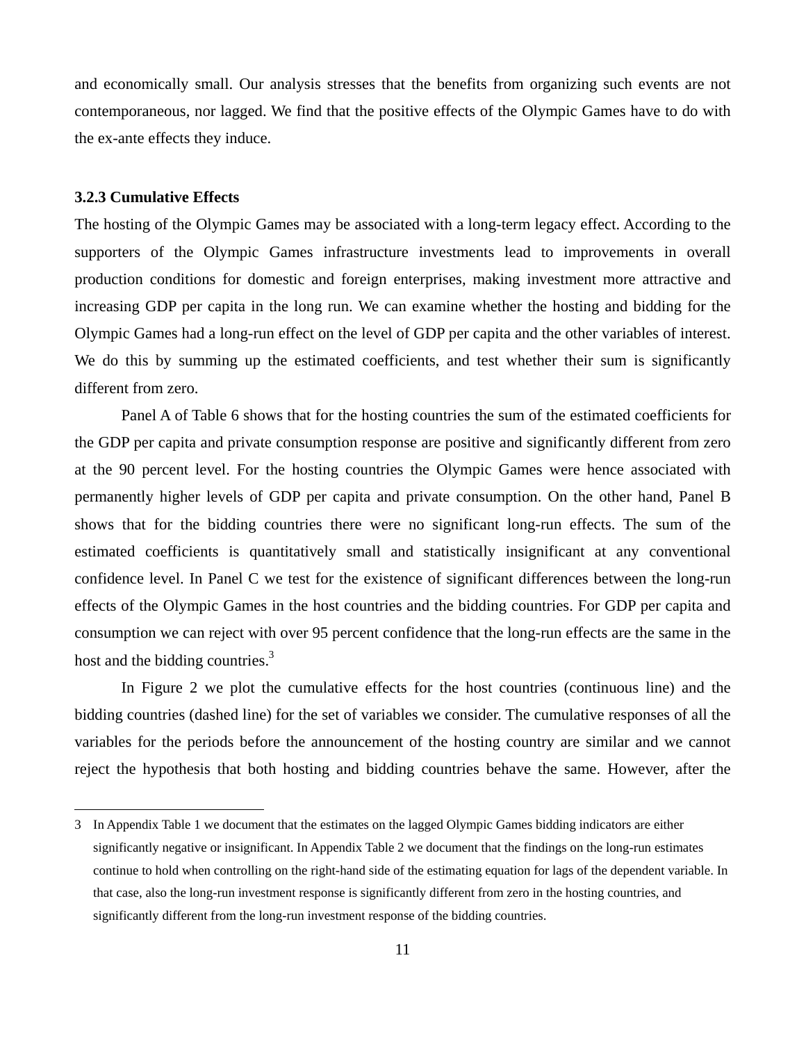and economically small. Our analysis stresses that the benefits from organizing such events are not contemporaneous, nor lagged. We find that the positive effects of the Olympic Games have to do with the ex-ante effects they induce.

### 3.2.3 Cumulative Effects

The hosting of the Olympic Games may be associated with a long-term legacy effect. According to the supporters of the Olympic Games infrastructure investments lead to improvements in overall production conditions for domestic and foreign enterprises, making investment more attractive and increasing GDP per capita in the long run. We can examine whether the hosting and bidding for the Olympic Games had a long-run effect on the level of GDP per capita and the other variables of interest. We do this by summing up the estimated coefficients, and test whether their sum is significantly different from zero.

Panel A of Table 6 shows that for the hosting countries the sum of the estimated coefficients for the GDP per capita and private consumption response are positive and significantly different from zero at the 90 percent level. For the hosting countries the Olympic Games were hence associated with permanently higher levels of GDP per capita and private consumption. On the other hand, Panel B shows that for the bidding countries there were no significant long-run effects. The sum of the estimated coefficients is quantitatively small and statistically insignificant at any conventional confidence level. In Panel C we test for the existence of significant differences between the long-run effects of the Olympic Games in the host countries and the bidding countries. For GDP per capita and consumption we can reject with over 95 percent confidence that the long-run effects are the same in the host and the bidding countries.[3]

In Figure 2 we plot the cumulative effects for the host countries (continuous line) and the bidding countries (dashed line) for the set of variables we consider. The cumulative responses of all the variables for the periods before the announcement of the hosting country are similar and we cannot reject the hypothesis that both hosting and bidding countries behave the same. However, after the

---

[3] In Appendix Table 1 we document that the estimates on the lagged Olympic Games bidding indicators are either significantly negative or insignificant. In Appendix Table 2 we document that the findings on the long-run estimates continue to hold when controlling on the right-hand side of the estimating equation for lags of the dependent variable. In that case, also the long-run investment response is significantly different from zero in the hosting countries, and significantly different from the long-run investment response of the bidding countries.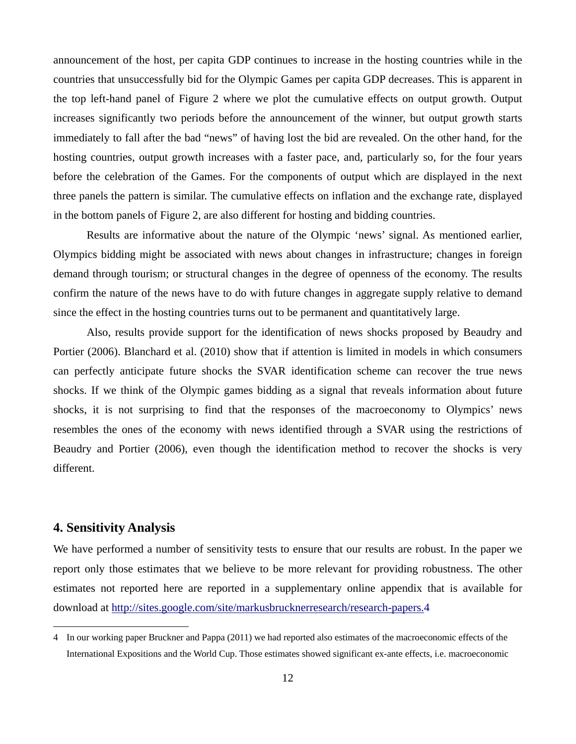announcement of the host, per capita GDP continues to increase in the hosting countries while in the countries that unsuccessfully bid for the Olympic Games per capita GDP decreases. This is apparent in the top left-hand panel of Figure 2 where we plot the cumulative effects on output growth. Output increases significantly two periods before the announcement of the winner, but output growth starts immediately to fall after the bad "news" of having lost the bid are revealed. On the other hand, for the hosting countries, output growth increases with a faster pace, and, particularly so, for the four years before the celebration of the Games. For the components of output which are displayed in the next three panels the pattern is similar. The cumulative effects on inflation and the exchange rate, displayed in the bottom panels of Figure 2, are also different for hosting and bidding countries.

Results are informative about the nature of the Olympic 'news' signal. As mentioned earlier, Olympics bidding might be associated with news about changes in infrastructure; changes in foreign demand through tourism; or structural changes in the degree of openness of the economy. The results confirm the nature of the news have to do with future changes in aggregate supply relative to demand since the effect in the hosting countries turns out to be permanent and quantitatively large.

Also, results provide support for the identification of news shocks proposed by Beaudry and Portier (2006). Blanchard et al. (2010) show that if attention is limited in models in which consumers can perfectly anticipate future shocks the SVAR identification scheme can recover the true news shocks. If we think of the Olympic games bidding as a signal that reveals information about future shocks, it is not surprising to find that the responses of the macroeconomy to Olympics' news resembles the ones of the economy with news identified through a SVAR using the restrictions of Beaudry and Portier (2006), even though the identification method to recover the shocks is very different.

## 4. Sensitivity Analysis

We have performed a number of sensitivity tests to ensure that our results are robust. In the paper we report only those estimates that we believe to be more relevant for providing robustness. The other estimates not reported here are reported in a supplementary online appendix that is available for download at http://sites.google.com/site/markusbrucknerresearch/research-papers.[4]

[4] In our working paper Bruckner and Pappa (2011) we had reported also estimates of the macroeconomic effects of the International Expositions and the World Cup. Those estimates showed significant ex-ante effects, i.e. macroeconomic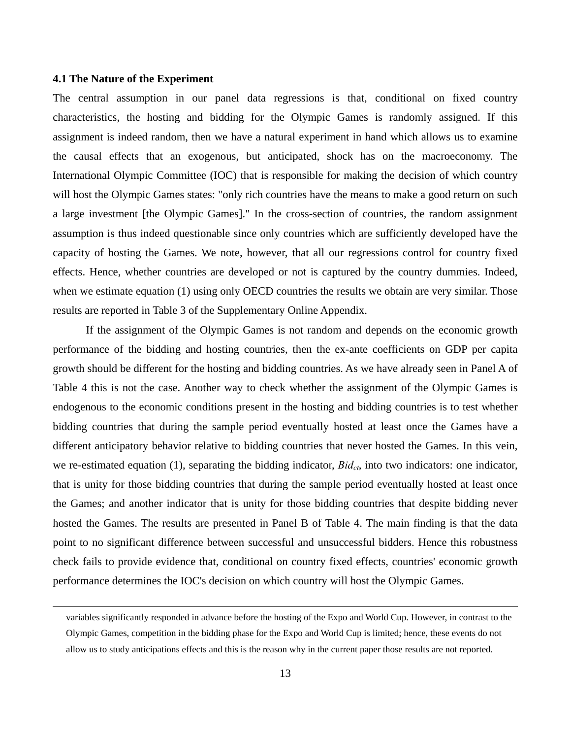### 4.1 The Nature of the Experiment

The central assumption in our panel data regressions is that, conditional on fixed country characteristics, the hosting and bidding for the Olympic Games is randomly assigned. If this assignment is indeed random, then we have a natural experiment in hand which allows us to examine the causal effects that an exogenous, but anticipated, shock has on the macroeconomy. The International Olympic Committee (IOC) that is responsible for making the decision of which country will host the Olympic Games states: "only rich countries have the means to make a good return on such a large investment [the Olympic Games]." In the cross-section of countries, the random assignment assumption is thus indeed questionable since only countries which are sufficiently developed have the capacity of hosting the Games. We note, however, that all our regressions control for country fixed effects. Hence, whether countries are developed or not is captured by the country dummies. Indeed, when we estimate equation (1) using only OECD countries the results we obtain are very similar. Those results are reported in Table 3 of the Supplementary Online Appendix.

If the assignment of the Olympic Games is not random and depends on the economic growth performance of the bidding and hosting countries, then the ex-ante coefficients on GDP per capita growth should be different for the hosting and bidding countries. As we have already seen in Panel A of Table 4 this is not the case. Another way to check whether the assignment of the Olympic Games is endogenous to the economic conditions present in the hosting and bidding countries is to test whether bidding countries that during the sample period eventually hosted at least once the Games have a different anticipatory behavior relative to bidding countries that never hosted the Games. In this vein, we re-estimated equation (1), separating the bidding indicator, $Bid_{ct}$, into two indicators: one indicator, that is unity for those bidding countries that during the sample period eventually hosted at least once the Games; and another indicator that is unity for those bidding countries that despite bidding never hosted the Games. The results are presented in Panel B of Table 4. The main finding is that the data point to no significant difference between successful and unsuccessful bidders. Hence this robustness check fails to provide evidence that, conditional on country fixed effects, countries' economic growth performance determines the IOC's decision on which country will host the Olympic Games.

---

variables significantly responded in advance before the hosting of the Expo and World Cup. However, in contrast to the Olympic Games, competition in the bidding phase for the Expo and World Cup is limited; hence, these events do not allow us to study anticipations effects and this is the reason why in the current paper those results are not reported.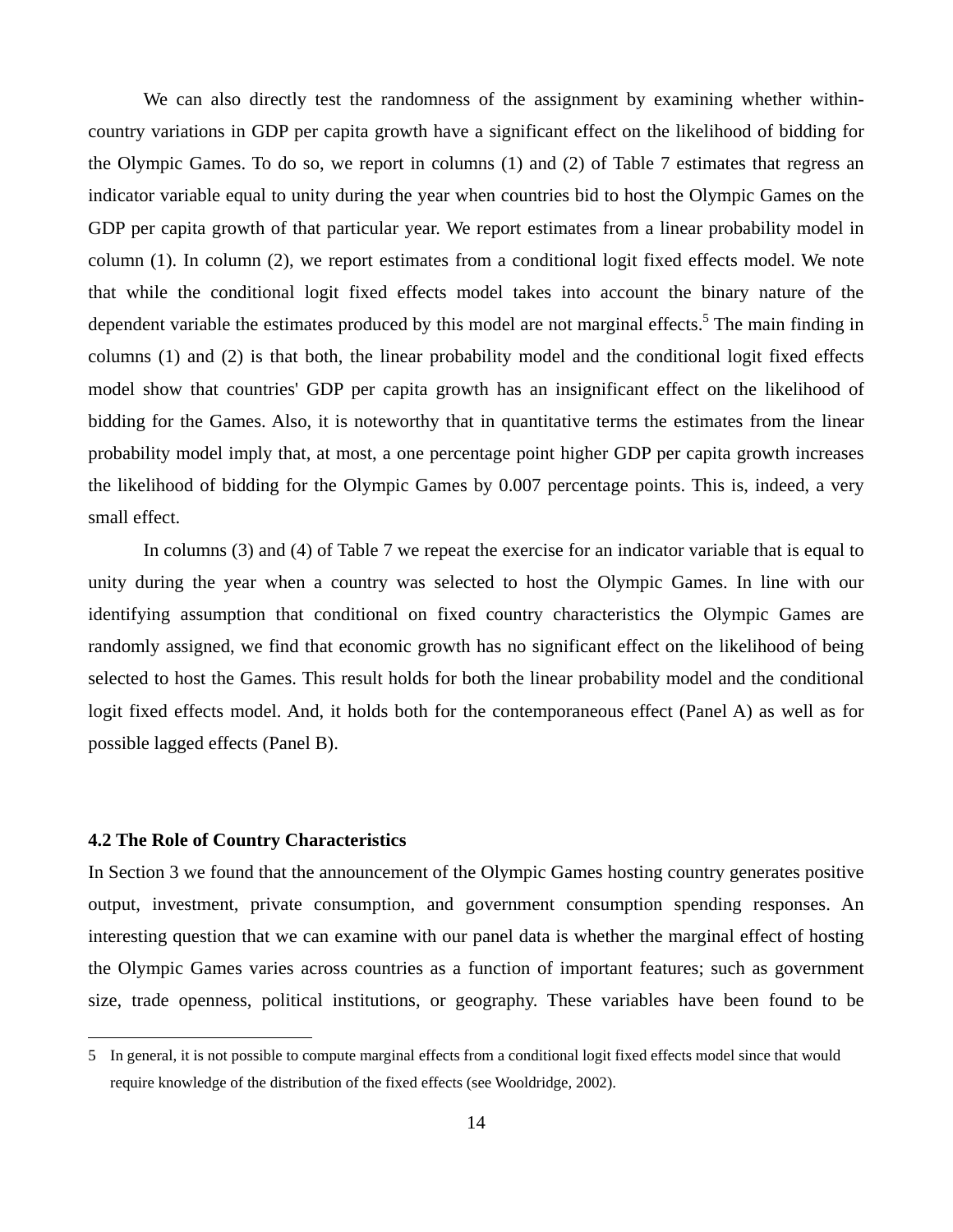We can also directly test the randomness of the assignment by examining whether within-country variations in GDP per capita growth have a significant effect on the likelihood of bidding for the Olympic Games. To do so, we report in columns (1) and (2) of Table 7 estimates that regress an indicator variable equal to unity during the year when countries bid to host the Olympic Games on the GDP per capita growth of that particular year. We report estimates from a linear probability model in column (1). In column (2), we report estimates from a conditional logit fixed effects model. We note that while the conditional logit fixed effects model takes into account the binary nature of the dependent variable the estimates produced by this model are not marginal effects.[5] The main finding in columns (1) and (2) is that both, the linear probability model and the conditional logit fixed effects model show that countries' GDP per capita growth has an insignificant effect on the likelihood of bidding for the Games. Also, it is noteworthy that in quantitative terms the estimates from the linear probability model imply that, at most, a one percentage point higher GDP per capita growth increases the likelihood of bidding for the Olympic Games by 0.007 percentage points. This is, indeed, a very small effect.

In columns (3) and (4) of Table 7 we repeat the exercise for an indicator variable that is equal to unity during the year when a country was selected to host the Olympic Games. In line with our identifying assumption that conditional on fixed country characteristics the Olympic Games are randomly assigned, we find that economic growth has no significant effect on the likelihood of being selected to host the Games. This result holds for both the linear probability model and the conditional logit fixed effects model. And, it holds both for the contemporaneous effect (Panel A) as well as for possible lagged effects (Panel B).

### 4.2 The Role of Country Characteristics

In Section 3 we found that the announcement of the Olympic Games hosting country generates positive output, investment, private consumption, and government consumption spending responses. An interesting question that we can examine with our panel data is whether the marginal effect of hosting the Olympic Games varies across countries as a function of important features; such as government size, trade openness, political institutions, or geography. These variables have been found to be

---

5 In general, it is not possible to compute marginal effects from a conditional logit fixed effects model since that would require knowledge of the distribution of the fixed effects (see Wooldridge, 2002).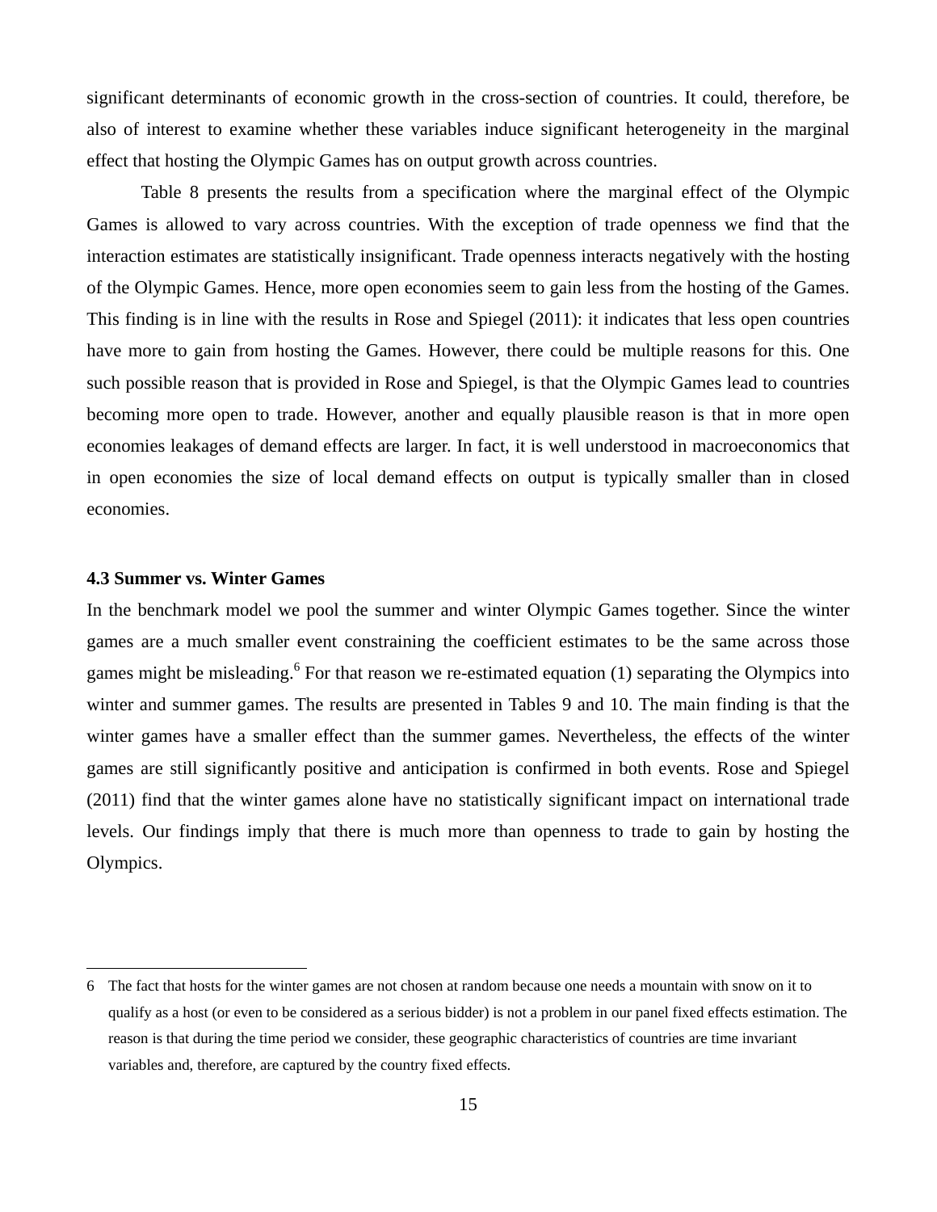significant determinants of economic growth in the cross-section of countries. It could, therefore, be also of interest to examine whether these variables induce significant heterogeneity in the marginal effect that hosting the Olympic Games has on output growth across countries.

Table 8 presents the results from a specification where the marginal effect of the Olympic Games is allowed to vary across countries. With the exception of trade openness we find that the interaction estimates are statistically insignificant. Trade openness interacts negatively with the hosting of the Olympic Games. Hence, more open economies seem to gain less from the hosting of the Games. This finding is in line with the results in Rose and Spiegel (2011): it indicates that less open countries have more to gain from hosting the Games. However, there could be multiple reasons for this. One such possible reason that is provided in Rose and Spiegel, is that the Olympic Games lead to countries becoming more open to trade. However, another and equally plausible reason is that in more open economies leakages of demand effects are larger. In fact, it is well understood in macroeconomics that in open economies the size of local demand effects on output is typically smaller than in closed economies.

### 4.3 Summer vs. Winter Games

In the benchmark model we pool the summer and winter Olympic Games together. Since the winter games are a much smaller event constraining the coefficient estimates to be the same across those games might be misleading.[6] For that reason we re-estimated equation (1) separating the Olympics into winter and summer games. The results are presented in Tables 9 and 10. The main finding is that the winter games have a smaller effect than the summer games. Nevertheless, the effects of the winter games are still significantly positive and anticipation is confirmed in both events. Rose and Spiegel (2011) find that the winter games alone have no statistically significant impact on international trade levels. Our findings imply that there is much more than openness to trade to gain by hosting the Olympics.

---

6 The fact that hosts for the winter games are not chosen at random because one needs a mountain with snow on it to qualify as a host (or even to be considered as a serious bidder) is not a problem in our panel fixed effects estimation. The reason is that during the time period we consider, these geographic characteristics of countries are time invariant variables and, therefore, are captured by the country fixed effects.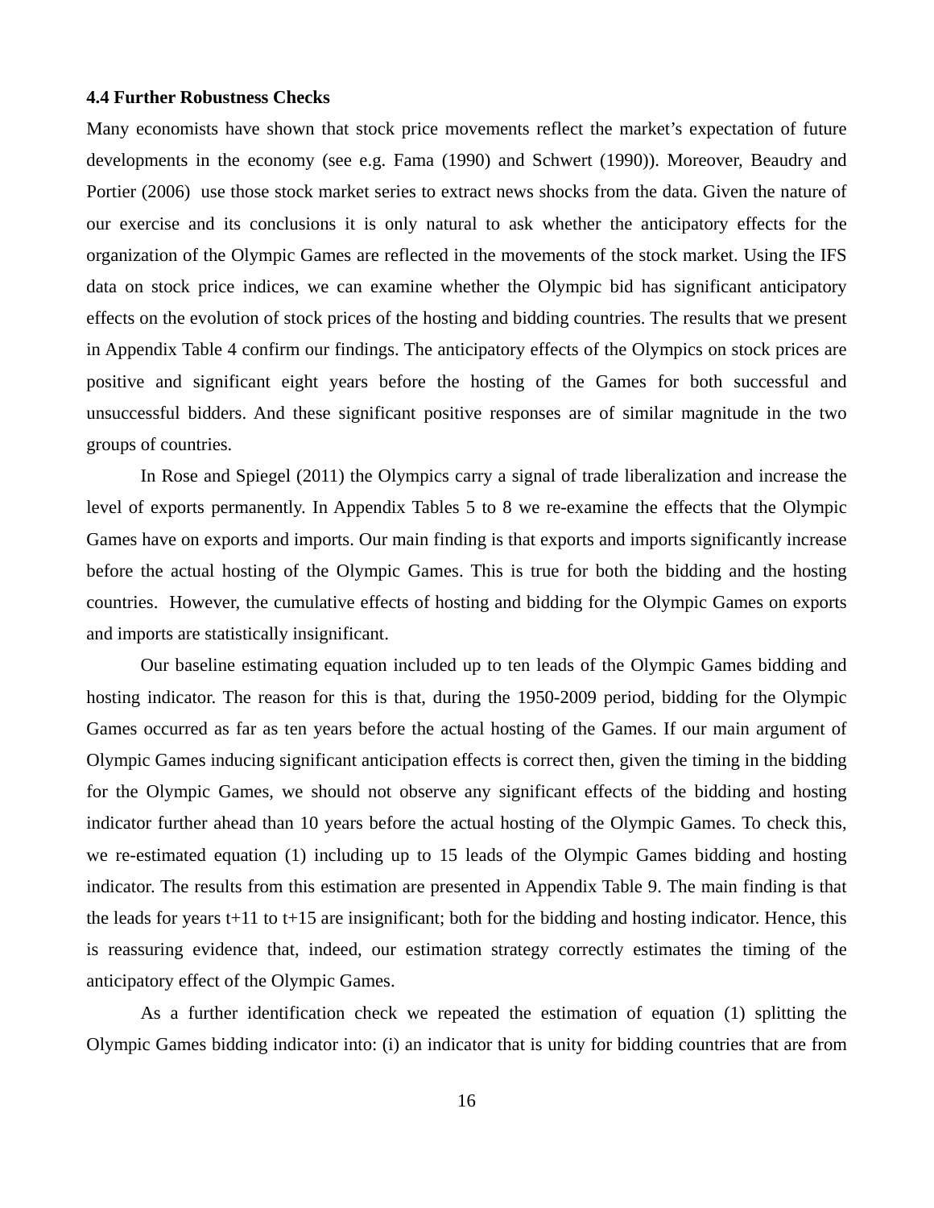### 4.4 Further Robustness Checks

Many economists have shown that stock price movements reflect the market's expectation of future developments in the economy (see e.g. Fama (1990) and Schwert (1990)). Moreover, Beaudry and Portier (2006) use those stock market series to extract news shocks from the data. Given the nature of our exercise and its conclusions it is only natural to ask whether the anticipatory effects for the organization of the Olympic Games are reflected in the movements of the stock market. Using the IFS data on stock price indices, we can examine whether the Olympic bid has significant anticipatory effects on the evolution of stock prices of the hosting and bidding countries. The results that we present in Appendix Table 4 confirm our findings. The anticipatory effects of the Olympics on stock prices are positive and significant eight years before the hosting of the Games for both successful and unsuccessful bidders. And these significant positive responses are of similar magnitude in the two groups of countries.

In Rose and Spiegel (2011) the Olympics carry a signal of trade liberalization and increase the level of exports permanently. In Appendix Tables 5 to 8 we re-examine the effects that the Olympic Games have on exports and imports. Our main finding is that exports and imports significantly increase before the actual hosting of the Olympic Games. This is true for both the bidding and the hosting countries. However, the cumulative effects of hosting and bidding for the Olympic Games on exports and imports are statistically insignificant.

Our baseline estimating equation included up to ten leads of the Olympic Games bidding and hosting indicator. The reason for this is that, during the 1950-2009 period, bidding for the Olympic Games occurred as far as ten years before the actual hosting of the Games. If our main argument of Olympic Games inducing significant anticipation effects is correct then, given the timing in the bidding for the Olympic Games, we should not observe any significant effects of the bidding and hosting indicator further ahead than 10 years before the actual hosting of the Olympic Games. To check this, we re-estimated equation (1) including up to 15 leads of the Olympic Games bidding and hosting indicator. The results from this estimation are presented in Appendix Table 9. The main finding is that the leads for years t+11 to t+15 are insignificant; both for the bidding and hosting indicator. Hence, this is reassuring evidence that, indeed, our estimation strategy correctly estimates the timing of the anticipatory effect of the Olympic Games.

As a further identification check we repeated the estimation of equation (1) splitting the Olympic Games bidding indicator into: (i) an indicator that is unity for bidding countries that are from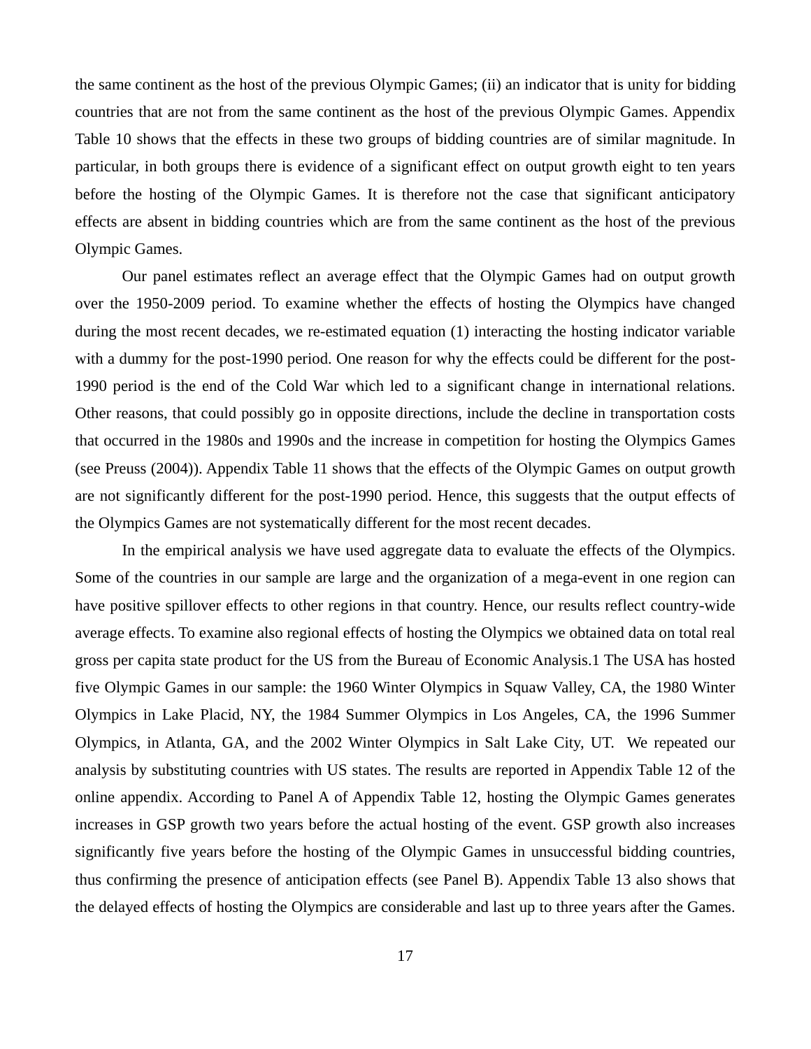the same continent as the host of the previous Olympic Games; (ii) an indicator that is unity for bidding countries that are not from the same continent as the host of the previous Olympic Games. Appendix Table 10 shows that the effects in these two groups of bidding countries are of similar magnitude. In particular, in both groups there is evidence of a significant effect on output growth eight to ten years before the hosting of the Olympic Games. It is therefore not the case that significant anticipatory effects are absent in bidding countries which are from the same continent as the host of the previous Olympic Games.

Our panel estimates reflect an average effect that the Olympic Games had on output growth over the 1950-2009 period. To examine whether the effects of hosting the Olympics have changed during the most recent decades, we re-estimated equation (1) interacting the hosting indicator variable with a dummy for the post-1990 period. One reason for why the effects could be different for the post-1990 period is the end of the Cold War which led to a significant change in international relations. Other reasons, that could possibly go in opposite directions, include the decline in transportation costs that occurred in the 1980s and 1990s and the increase in competition for hosting the Olympics Games (see Preuss (2004)). Appendix Table 11 shows that the effects of the Olympic Games on output growth are not significantly different for the post-1990 period. Hence, this suggests that the output effects of the Olympics Games are not systematically different for the most recent decades.

In the empirical analysis we have used aggregate data to evaluate the effects of the Olympics. Some of the countries in our sample are large and the organization of a mega-event in one region can have positive spillover effects to other regions in that country. Hence, our results reflect country-wide average effects. To examine also regional effects of hosting the Olympics we obtained data on total real gross per capita state product for the US from the Bureau of Economic Analysis.[1] The USA has hosted five Olympic Games in our sample: the 1960 Winter Olympics in Squaw Valley, CA, the 1980 Winter Olympics in Lake Placid, NY, the 1984 Summer Olympics in Los Angeles, CA, the 1996 Summer Olympics, in Atlanta, GA, and the 2002 Winter Olympics in Salt Lake City, UT. We repeated our analysis by substituting countries with US states. The results are reported in Appendix Table 12 of the online appendix. According to Panel A of Appendix Table 12, hosting the Olympic Games generates increases in GSP growth two years before the actual hosting of the event. GSP growth also increases significantly five years before the hosting of the Olympic Games in unsuccessful bidding countries, thus confirming the presence of anticipation effects (see Panel B). Appendix Table 13 also shows that the delayed effects of hosting the Olympics are considerable and last up to three years after the Games.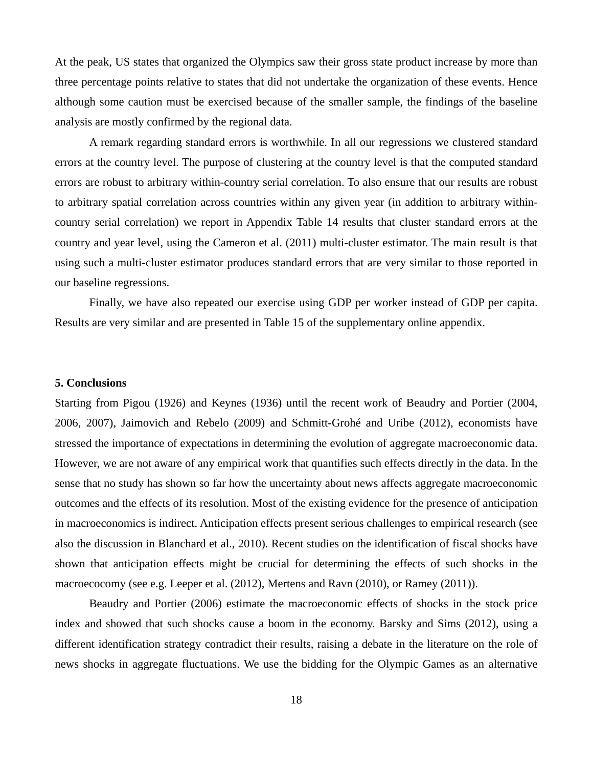At the peak, US states that organized the Olympics saw their gross state product increase by more than three percentage points relative to states that did not undertake the organization of these events. Hence although some caution must be exercised because of the smaller sample, the findings of the baseline analysis are mostly confirmed by the regional data.

A remark regarding standard errors is worthwhile. In all our regressions we clustered standard errors at the country level. The purpose of clustering at the country level is that the computed standard errors are robust to arbitrary within-country serial correlation. To also ensure that our results are robust to arbitrary spatial correlation across countries within any given year (in addition to arbitrary within-country serial correlation) we report in Appendix Table 14 results that cluster standard errors at the country and year level, using the Cameron et al. (2011) multi-cluster estimator. The main result is that using such a multi-cluster estimator produces standard errors that are very similar to those reported in our baseline regressions.

Finally, we have also repeated our exercise using GDP per worker instead of GDP per capita. Results are very similar and are presented in Table 15 of the supplementary online appendix.

## 5. Conclusions

Starting from Pigou (1926) and Keynes (1936) until the recent work of Beaudry and Portier (2004, 2006, 2007), Jaimovich and Rebelo (2009) and Schmitt-Grohé and Uribe (2012), economists have stressed the importance of expectations in determining the evolution of aggregate macroeconomic data. However, we are not aware of any empirical work that quantifies such effects directly in the data. In the sense that no study has shown so far how the uncertainty about news affects aggregate macroeconomic outcomes and the effects of its resolution. Most of the existing evidence for the presence of anticipation in macroeconomics is indirect. Anticipation effects present serious challenges to empirical research (see also the discussion in Blanchard et al., 2010). Recent studies on the identification of fiscal shocks have shown that anticipation effects might be crucial for determining the effects of such shocks in the macroecocomy (see e.g. Leeper et al. (2012), Mertens and Ravn (2010), or Ramey (2011)).

Beaudry and Portier (2006) estimate the macroeconomic effects of shocks in the stock price index and showed that such shocks cause a boom in the economy. Barsky and Sims (2012), using a different identification strategy contradict their results, raising a debate in the literature on the role of news shocks in aggregate fluctuations. We use the bidding for the Olympic Games as an alternative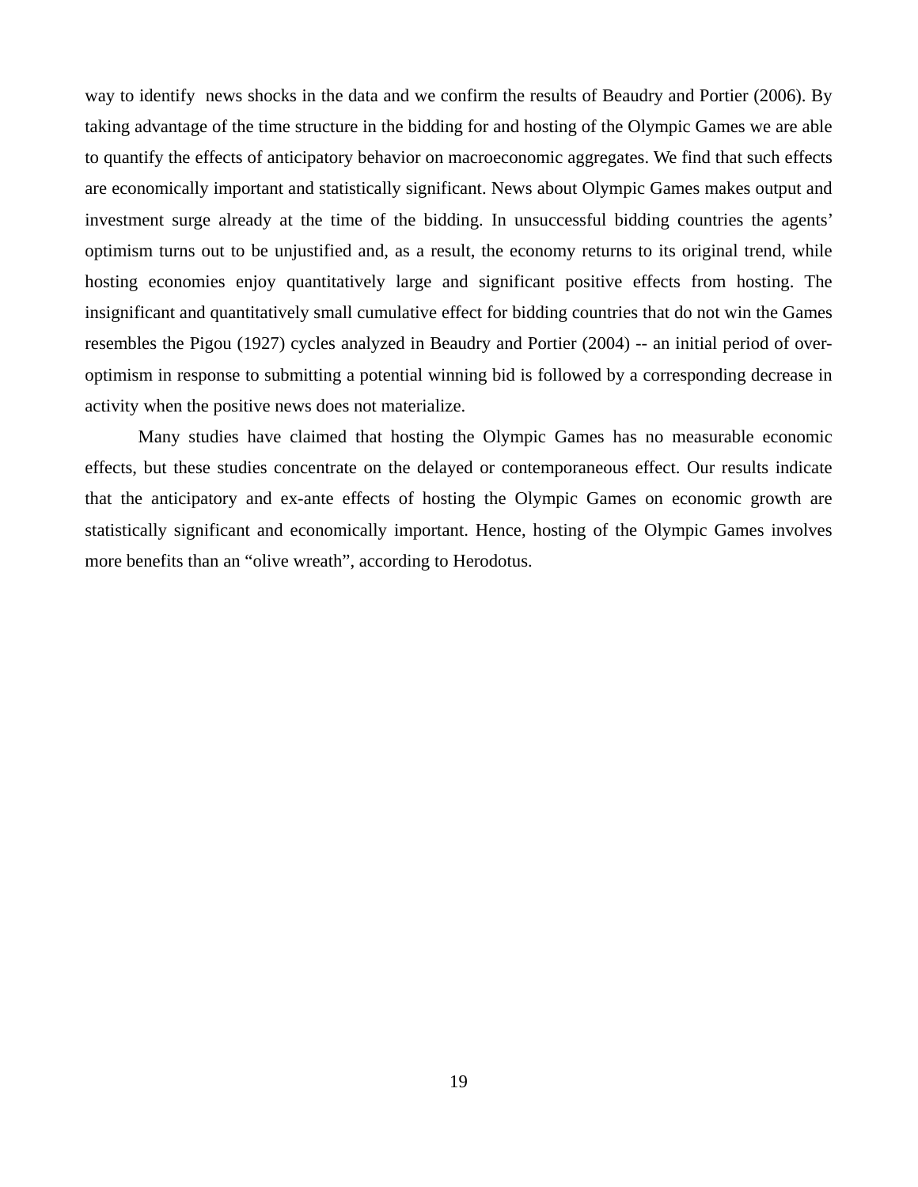way to identify  news shocks in the data and we confirm the results of Beaudry and Portier (2006). By taking advantage of the time structure in the bidding for and hosting of the Olympic Games we are able to quantify the effects of anticipatory behavior on macroeconomic aggregates. We find that such effects are economically important and statistically significant. News about Olympic Games makes output and investment surge already at the time of the bidding. In unsuccessful bidding countries the agents' optimism turns out to be unjustified and, as a result, the economy returns to its original trend, while hosting economies enjoy quantitatively large and significant positive effects from hosting. The insignificant and quantitatively small cumulative effect for bidding countries that do not win the Games resembles the Pigou (1927) cycles analyzed in Beaudry and Portier (2004) -- an initial period of over-optimism in response to submitting a potential winning bid is followed by a corresponding decrease in activity when the positive news does not materialize.

Many studies have claimed that hosting the Olympic Games has no measurable economic effects, but these studies concentrate on the delayed or contemporaneous effect. Our results indicate that the anticipatory and ex-ante effects of hosting the Olympic Games on economic growth are statistically significant and economically important. Hence, hosting of the Olympic Games involves more benefits than an "olive wreath", according to Herodotus.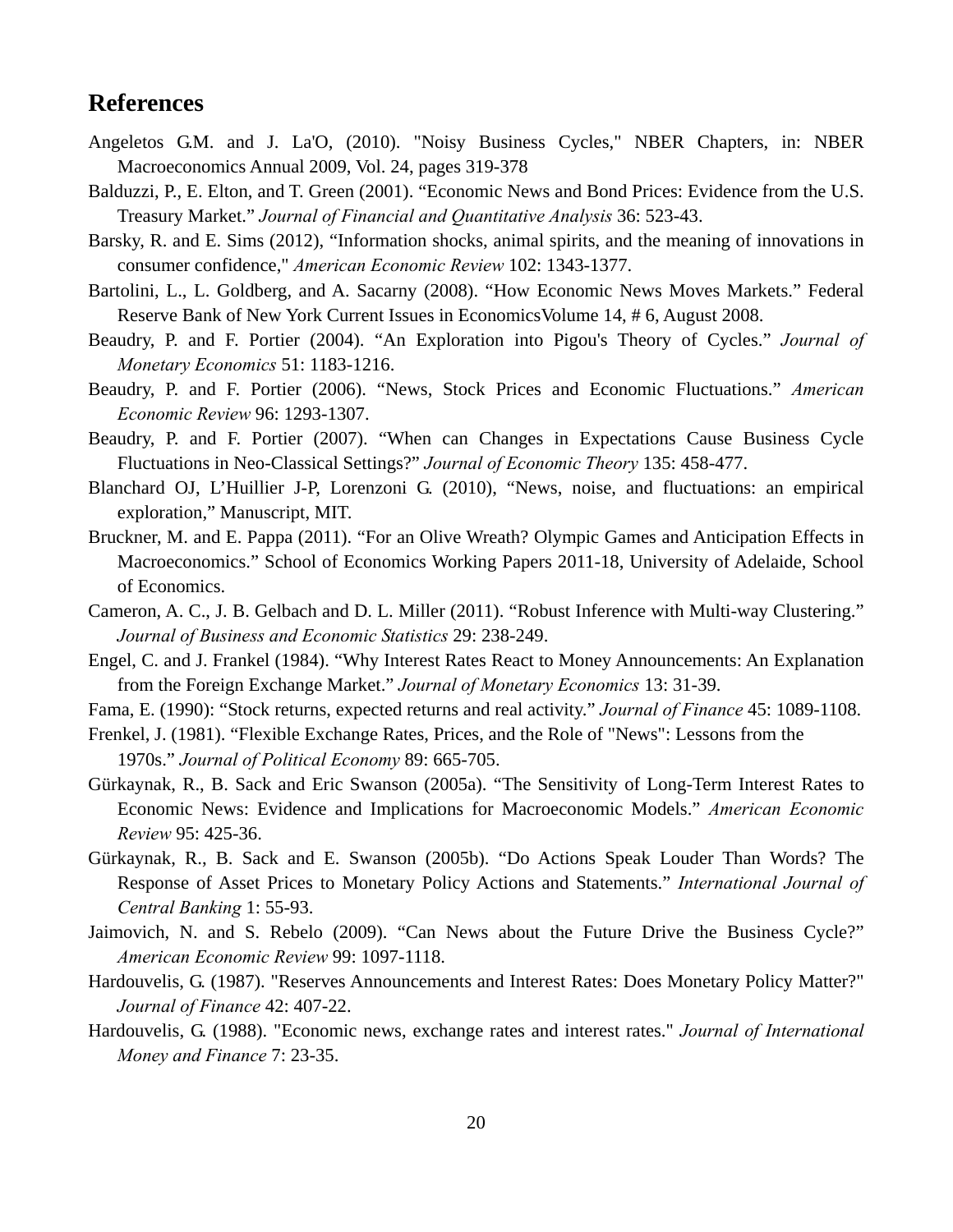## References

Angeletos G.M. and J. La'O, (2010). "Noisy Business Cycles," NBER Chapters, in: NBER Macroeconomics Annual 2009, Vol. 24, pages 319-378

Balduzzi, P., E. Elton, and T. Green (2001). "Economic News and Bond Prices: Evidence from the U.S. Treasury Market." *Journal of Financial and Quantitative Analysis* 36: 523-43.

Barsky, R. and E. Sims (2012), "Information shocks, animal spirits, and the meaning of innovations in consumer confidence," *American Economic Review* 102: 1343-1377.

Bartolini, L., L. Goldberg, and A. Sacarny (2008). "How Economic News Moves Markets." Federal Reserve Bank of New York Current Issues in EconomicsVolume 14, # 6, August 2008.

Beaudry, P. and F. Portier (2004). "An Exploration into Pigou's Theory of Cycles." *Journal of Monetary Economics* 51: 1183-1216.

Beaudry, P. and F. Portier (2006). "News, Stock Prices and Economic Fluctuations." *American Economic Review* 96: 1293-1307.

Beaudry, P. and F. Portier (2007). "When can Changes in Expectations Cause Business Cycle Fluctuations in Neo-Classical Settings?" *Journal of Economic Theory* 135: 458-477.

Blanchard OJ, L'Huillier J-P, Lorenzoni G. (2010), "News, noise, and fluctuations: an empirical exploration," Manuscript, MIT.

Bruckner, M. and E. Pappa (2011). "For an Olive Wreath? Olympic Games and Anticipation Effects in Macroeconomics." School of Economics Working Papers 2011-18, University of Adelaide, School of Economics.

Cameron, A. C., J. B. Gelbach and D. L. Miller (2011). "Robust Inference with Multi-way Clustering." *Journal of Business and Economic Statistics* 29: 238-249.

Engel, C. and J. Frankel (1984). "Why Interest Rates React to Money Announcements: An Explanation from the Foreign Exchange Market." *Journal of Monetary Economics* 13: 31-39.

Fama, E. (1990): "Stock returns, expected returns and real activity." *Journal of Finance* 45: 1089-1108.

Frenkel, J. (1981). "Flexible Exchange Rates, Prices, and the Role of "News": Lessons from the 1970s." *Journal of Political Economy* 89: 665-705.

Gürkaynak, R., B. Sack and Eric Swanson (2005a). "The Sensitivity of Long-Term Interest Rates to Economic News: Evidence and Implications for Macroeconomic Models." *American Economic Review* 95: 425-36.

Gürkaynak, R., B. Sack and E. Swanson (2005b). "Do Actions Speak Louder Than Words? The Response of Asset Prices to Monetary Policy Actions and Statements." *International Journal of Central Banking* 1: 55-93.

Jaimovich, N. and S. Rebelo (2009). "Can News about the Future Drive the Business Cycle?" *American Economic Review* 99: 1097-1118.

Hardouvelis, G. (1987). "Reserves Announcements and Interest Rates: Does Monetary Policy Matter?" *Journal of Finance* 42: 407-22.

Hardouvelis, G. (1988). "Economic news, exchange rates and interest rates." *Journal of International Money and Finance* 7: 23-35.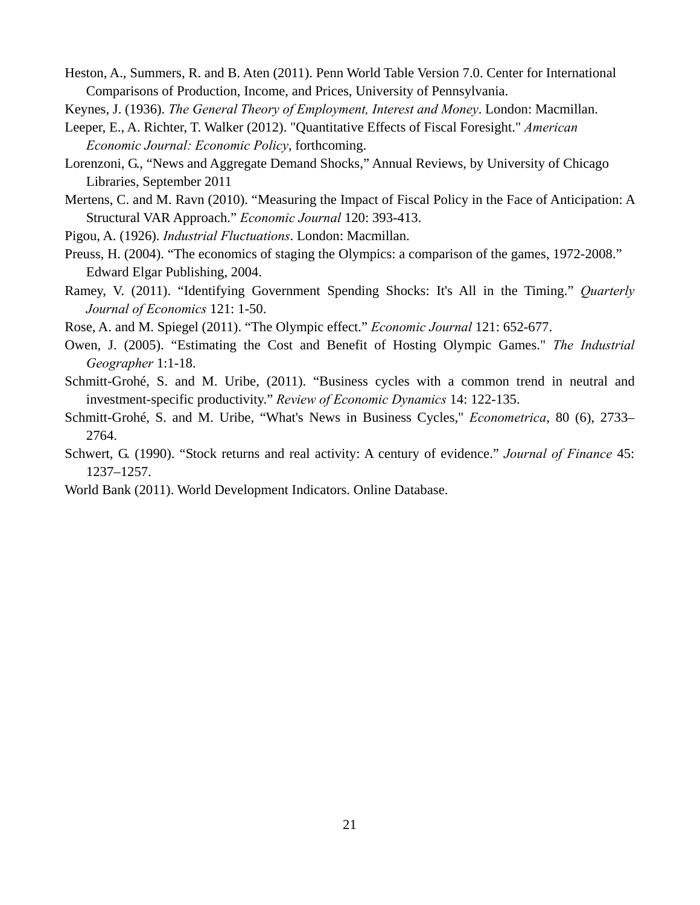Heston, A., Summers, R. and B. Aten (2011). Penn World Table Version 7.0. Center for International Comparisons of Production, Income, and Prices, University of Pennsylvania.

Keynes, J. (1936). *The General Theory of Employment, Interest and Money*. London: Macmillan.

Leeper, E., A. Richter, T. Walker (2012). "Quantitative Effects of Fiscal Foresight." *American Economic Journal: Economic Policy*, forthcoming.

Lorenzoni, G., "News and Aggregate Demand Shocks," Annual Reviews, by University of Chicago Libraries, September 2011

Mertens, C. and M. Ravn (2010). "Measuring the Impact of Fiscal Policy in the Face of Anticipation: A Structural VAR Approach." *Economic Journal* 120: 393-413.

Pigou, A. (1926). *Industrial Fluctuations*. London: Macmillan.

Preuss, H. (2004). "The economics of staging the Olympics: a comparison of the games, 1972-2008." Edward Elgar Publishing, 2004.

Ramey, V. (2011). "Identifying Government Spending Shocks: It's All in the Timing." *Quarterly Journal of Economics* 121: 1-50.

Rose, A. and M. Spiegel (2011). "The Olympic effect." *Economic Journal* 121: 652-677.

Owen, J. (2005). "Estimating the Cost and Benefit of Hosting Olympic Games." *The Industrial Geographer* 1:1-18.

Schmitt-Grohé, S. and M. Uribe, (2011). "Business cycles with a common trend in neutral and investment-specific productivity." *Review of Economic Dynamics* 14: 122-135.

Schmitt-Grohé, S. and M. Uribe, "What's News in Business Cycles," *Econometrica*, 80 (6), 2733–2764.

Schwert, G. (1990). "Stock returns and real activity: A century of evidence." *Journal of Finance* 45: 1237–1257.

World Bank (2011). World Development Indicators. Online Database.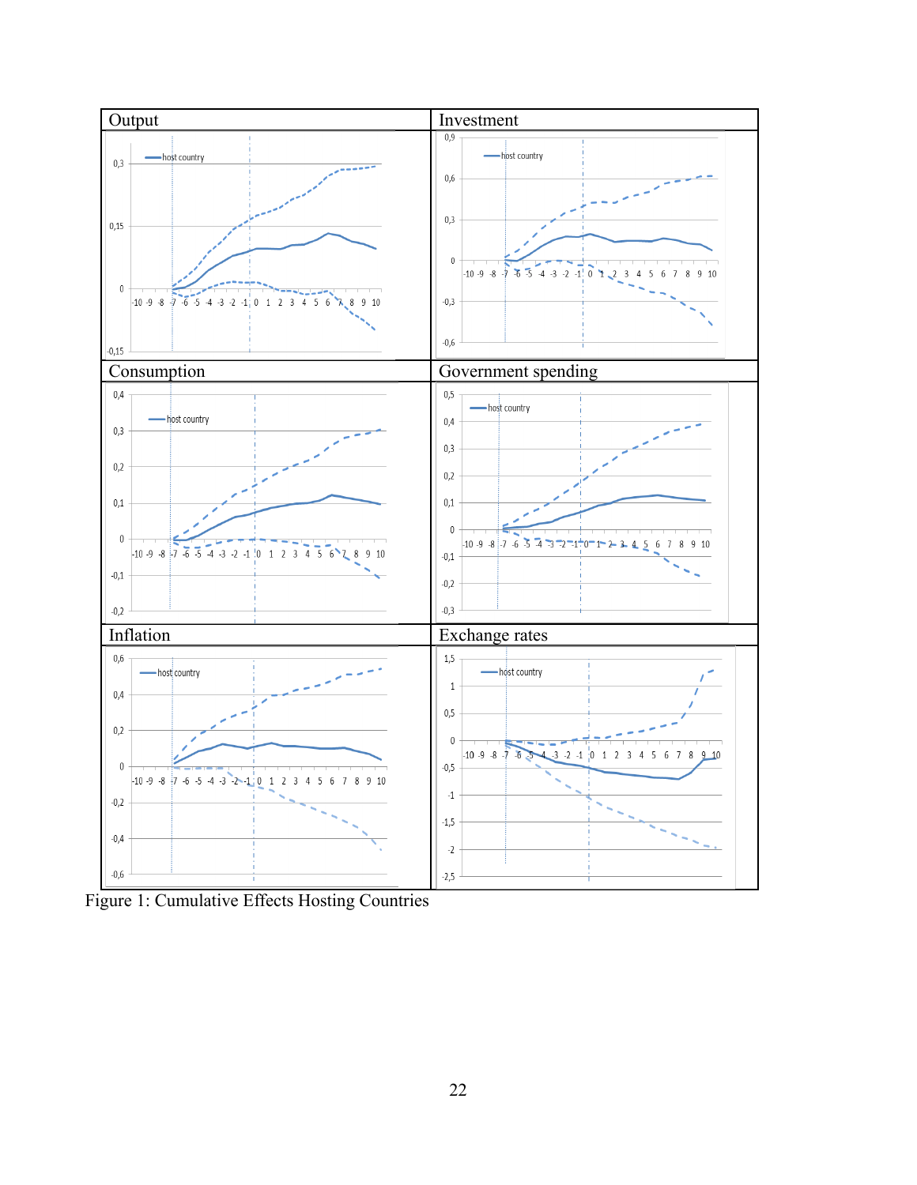| Output | Investment |
| --- | --- |
| Consumption | Government spending |
| Inflation | Exchange rates |

Figure 1: Cumulative Effects Hosting Countries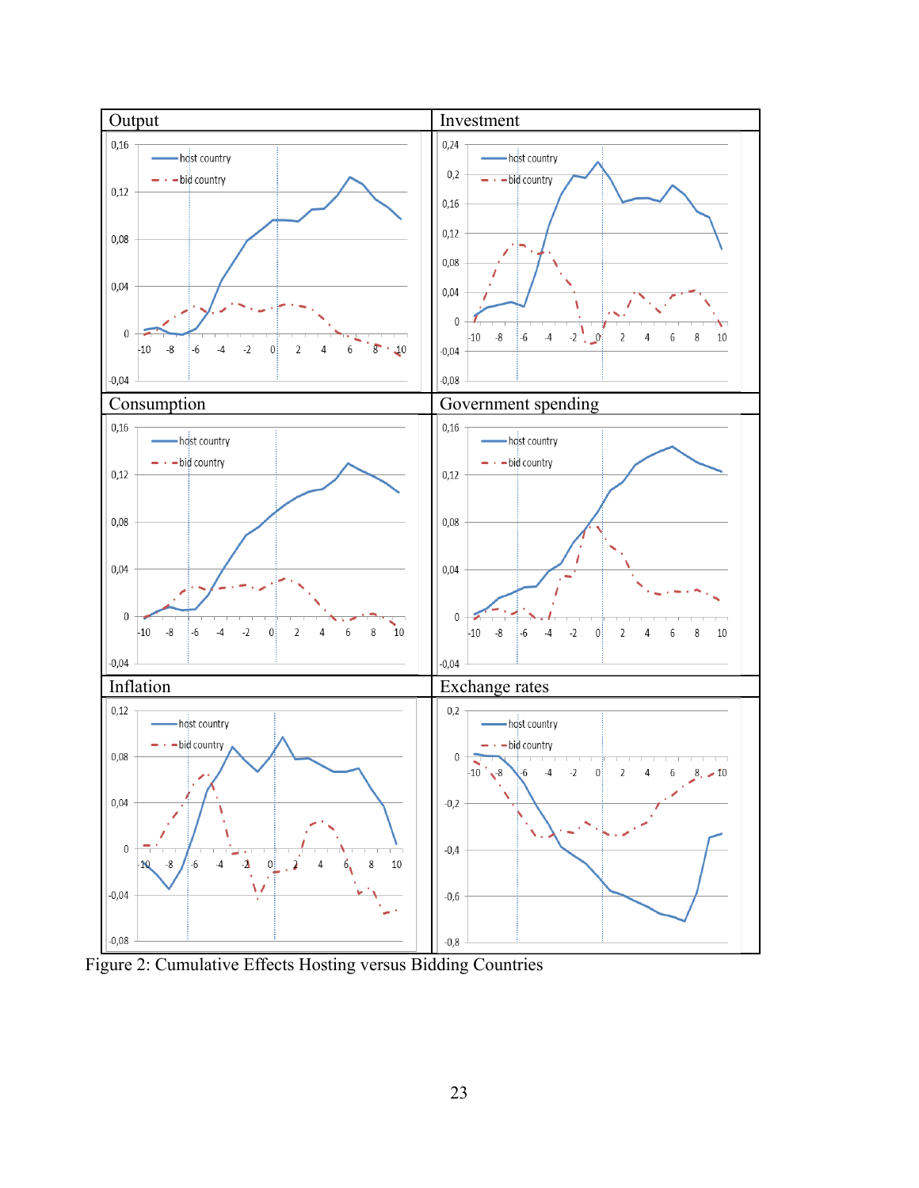Figure 2: Cumulative Effects Hosting versus Bidding Countries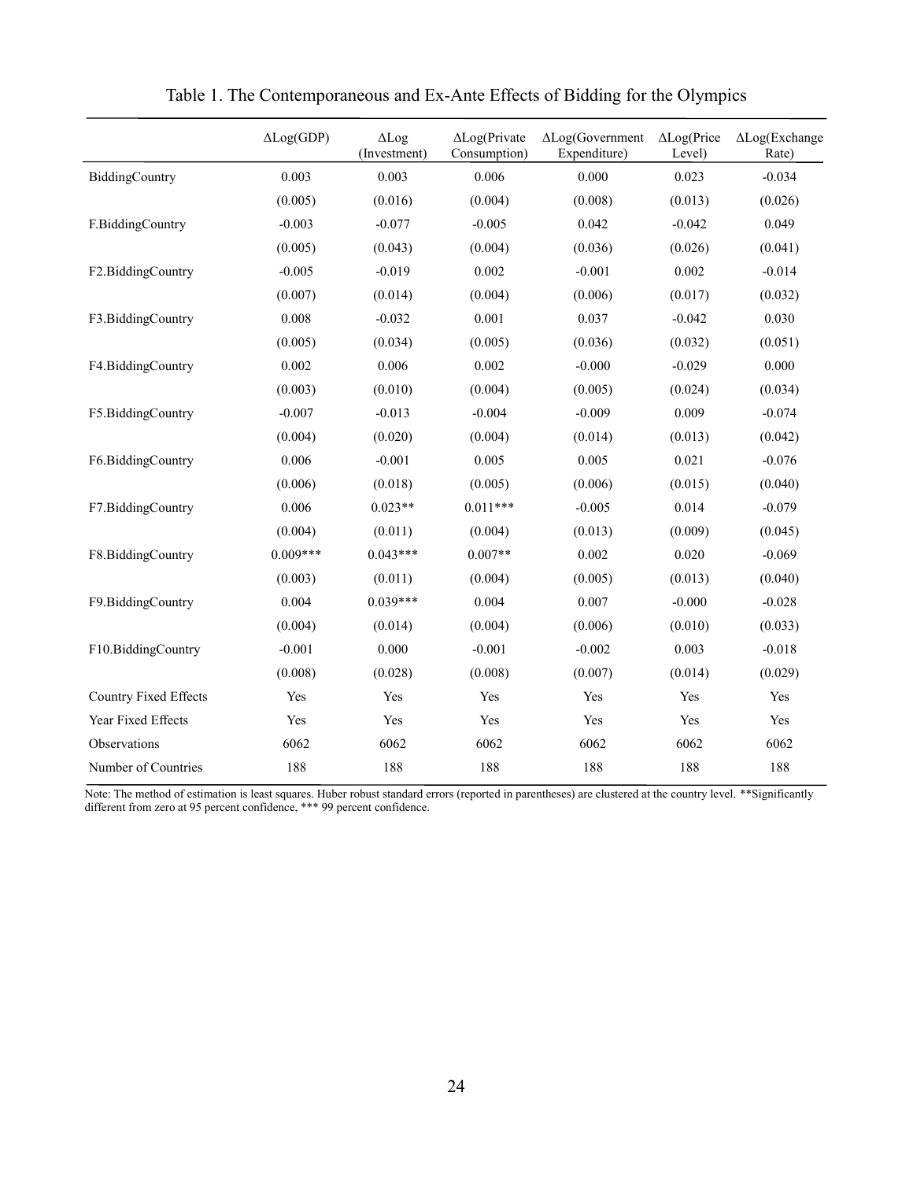# Table 1. The Contemporaneous and Ex-Ante Effects of Bidding for the Olympics

| | ΔLog(GDP) | ΔLog (Investment) | ΔLog(Private Consumption) | ΔLog(Government Expenditure) | ΔLog(Price Level) | ΔLog(Exchange Rate) |
|---|---|---|---|---|---|---|
| BiddingCountry | 0.003 | 0.003 | 0.006 | 0.000 | 0.023 | -0.034 |
| | (0.005) | (0.016) | (0.004) | (0.008) | (0.013) | (0.026) |
| F.BiddingCountry | -0.003 | -0.077 | -0.005 | 0.042 | -0.042 | 0.049 |
| | (0.005) | (0.043) | (0.004) | (0.036) | (0.026) | (0.041) |
| F2.BiddingCountry | -0.005 | -0.019 | 0.002 | -0.001 | 0.002 | -0.014 |
| | (0.007) | (0.014) | (0.004) | (0.006) | (0.017) | (0.032) |
| F3.BiddingCountry | 0.008 | -0.032 | 0.001 | 0.037 | -0.042 | 0.030 |
| | (0.005) | (0.034) | (0.005) | (0.036) | (0.032) | (0.051) |
| F4.BiddingCountry | 0.002 | 0.006 | 0.002 | -0.000 | -0.029 | 0.000 |
| | (0.003) | (0.010) | (0.004) | (0.005) | (0.024) | (0.034) |
| F5.BiddingCountry | -0.007 | -0.013 | -0.004 | -0.009 | 0.009 | -0.074 |
| | (0.004) | (0.020) | (0.004) | (0.014) | (0.013) | (0.042) |
| F6.BiddingCountry | 0.006 | -0.001 | 0.005 | 0.005 | 0.021 | -0.076 |
| | (0.006) | (0.018) | (0.005) | (0.006) | (0.015) | (0.040) |
| F7.BiddingCountry | 0.006 | 0.023** | 0.011*** | -0.005 | 0.014 | -0.079 |
| | (0.004) | (0.011) | (0.004) | (0.013) | (0.009) | (0.045) |
| F8.BiddingCountry | 0.009*** | 0.043*** | 0.007** | 0.002 | 0.020 | -0.069 |
| | (0.003) | (0.011) | (0.004) | (0.005) | (0.013) | (0.040) |
| F9.BiddingCountry | 0.004 | 0.039*** | 0.004 | 0.007 | -0.000 | -0.028 |
| | (0.004) | (0.014) | (0.004) | (0.006) | (0.010) | (0.033) |
| F10.BiddingCountry | -0.001 | 0.000 | -0.001 | -0.002 | 0.003 | -0.018 |
| | (0.008) | (0.028) | (0.008) | (0.007) | (0.014) | (0.029) |
| Country Fixed Effects | Yes | Yes | Yes | Yes | Yes | Yes |
| Year Fixed Effects | Yes | Yes | Yes | Yes | Yes | Yes |
| Observations | 6062 | 6062 | 6062 | 6062 | 6062 | 6062 |
| Number of Countries | 188 | 188 | 188 | 188 | 188 | 188 |

Note: The method of estimation is least squares. Huber robust standard errors (reported in parentheses) are clustered at the country level. **Significantly different from zero at 95 percent confidence, *** 99 percent confidence.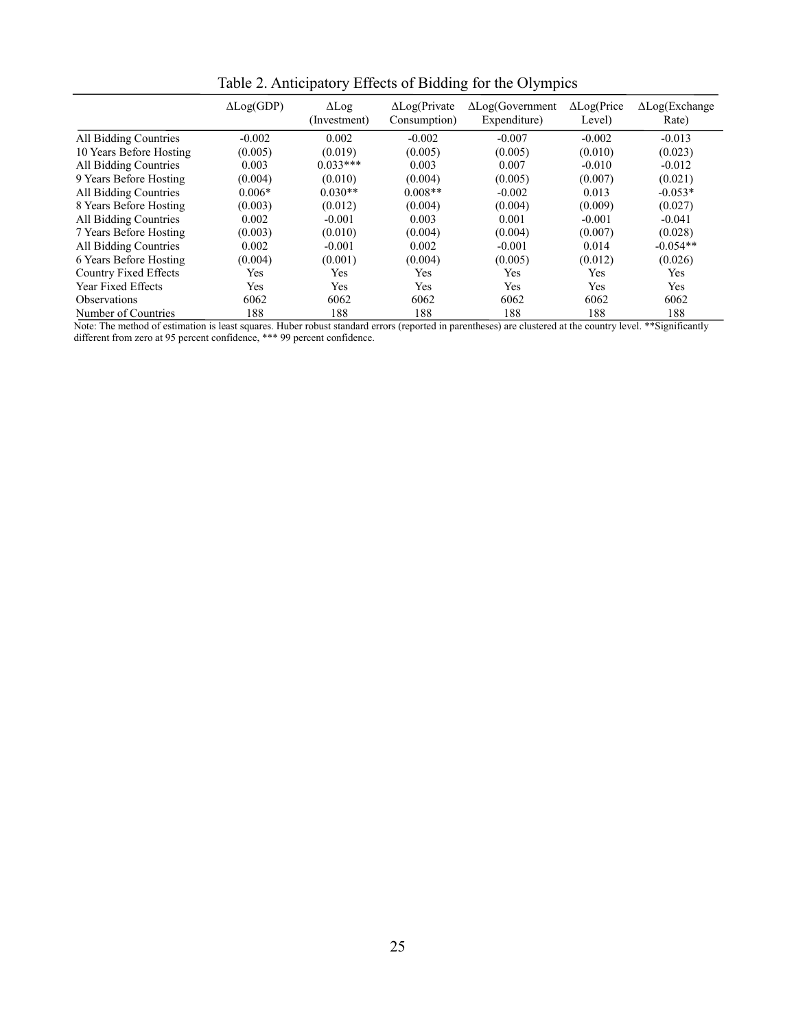Table 2. Anticipatory Effects of Bidding for the Olympics

| | ΔLog(GDP) | ΔLog (Investment) | ΔLog(Private Consumption) | ΔLog(Government Expenditure) | ΔLog(Price Level) | ΔLog(Exchange Rate) |
|---|---|---|---|---|---|---|
| All Bidding Countries | -0.002 | 0.002 | -0.002 | -0.007 | -0.002 | -0.013 |
| 10 Years Before Hosting | (0.005) | (0.019) | (0.005) | (0.005) | (0.010) | (0.023) |
| All Bidding Countries | 0.003 | 0.033*** | 0.003 | 0.007 | -0.010 | -0.012 |
| 9 Years Before Hosting | (0.004) | (0.010) | (0.004) | (0.005) | (0.007) | (0.021) |
| All Bidding Countries | 0.006* | 0.030** | 0.008** | -0.002 | 0.013 | -0.053* |
| 8 Years Before Hosting | (0.003) | (0.012) | (0.004) | (0.004) | (0.009) | (0.027) |
| All Bidding Countries | 0.002 | -0.001 | 0.003 | 0.001 | -0.001 | -0.041 |
| 7 Years Before Hosting | (0.003) | (0.010) | (0.004) | (0.004) | (0.007) | (0.028) |
| All Bidding Countries | 0.002 | -0.001 | 0.002 | -0.001 | 0.014 | -0.054** |
| 6 Years Before Hosting | (0.004) | (0.001) | (0.004) | (0.005) | (0.012) | (0.026) |
| Country Fixed Effects | Yes | Yes | Yes | Yes | Yes | Yes |
| Year Fixed Effects | Yes | Yes | Yes | Yes | Yes | Yes |
| Observations | 6062 | 6062 | 6062 | 6062 | 6062 | 6062 |
| Number of Countries | 188 | 188 | 188 | 188 | 188 | 188 |

Note: The method of estimation is least squares. Huber robust standard errors (reported in parentheses) are clustered at the country level. **Significantly different from zero at 95 percent confidence, *** 99 percent confidence.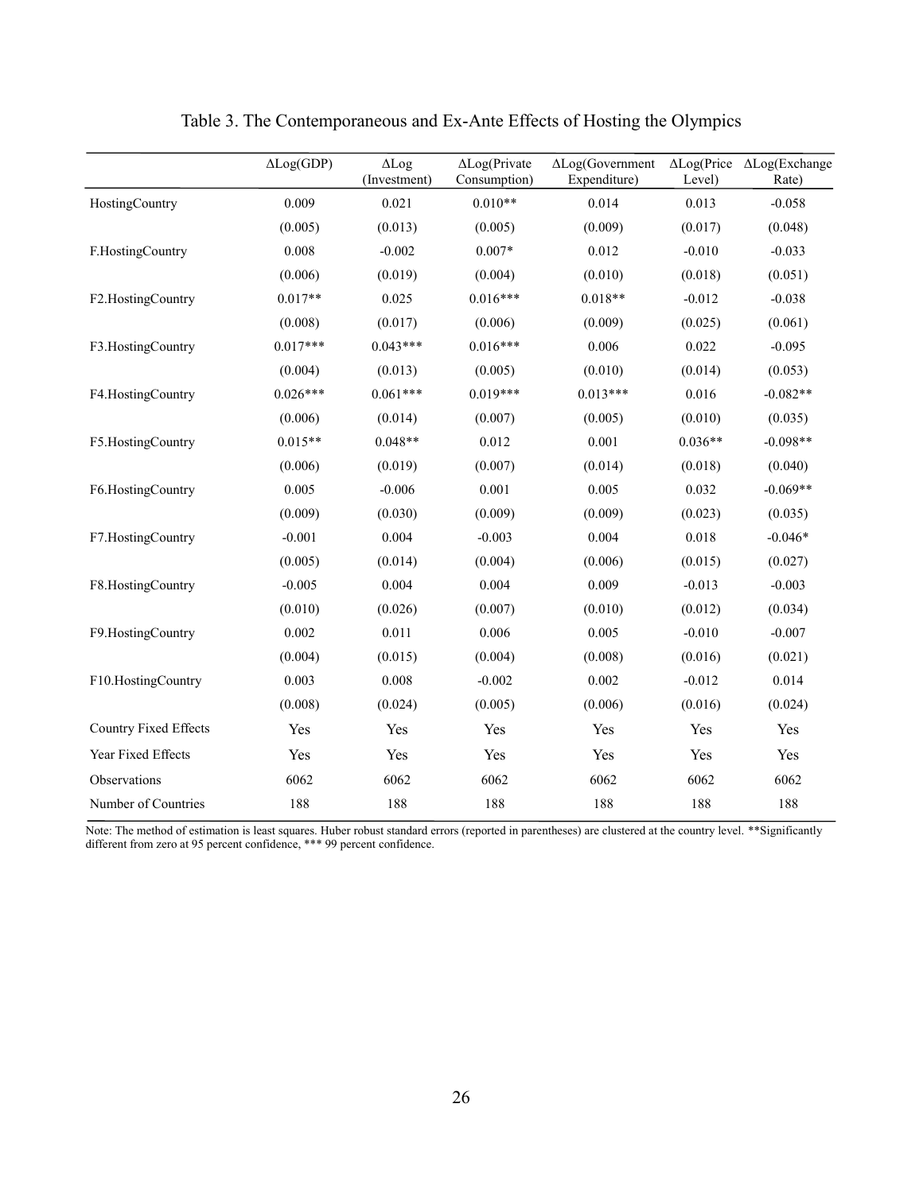# Table 3. The Contemporaneous and Ex-Ante Effects of Hosting the Olympics

| | ΔLog(GDP) | ΔLog (Investment) | ΔLog(Private Consumption) | ΔLog(Government Expenditure) | ΔLog(Price Level) | ΔLog(Exchange Rate) |
|---|---|---|---|---|---|---|
| HostingCountry | 0.009 | 0.021 | 0.010** | 0.014 | 0.013 | -0.058 |
| | (0.005) | (0.013) | (0.005) | (0.009) | (0.017) | (0.048) |
| F.HostingCountry | 0.008 | -0.002 | 0.007* | 0.012 | -0.010 | -0.033 |
| | (0.006) | (0.019) | (0.004) | (0.010) | (0.018) | (0.051) |
| F2.HostingCountry | 0.017** | 0.025 | 0.016*** | 0.018** | -0.012 | -0.038 |
| | (0.008) | (0.017) | (0.006) | (0.009) | (0.025) | (0.061) |
| F3.HostingCountry | 0.017*** | 0.043*** | 0.016*** | 0.006 | 0.022 | -0.095 |
| | (0.004) | (0.013) | (0.005) | (0.010) | (0.014) | (0.053) |
| F4.HostingCountry | 0.026*** | 0.061*** | 0.019*** | 0.013*** | 0.016 | -0.082** |
| | (0.006) | (0.014) | (0.007) | (0.005) | (0.010) | (0.035) |
| F5.HostingCountry | 0.015** | 0.048** | 0.012 | 0.001 | 0.036** | -0.098** |
| | (0.006) | (0.019) | (0.007) | (0.014) | (0.018) | (0.040) |
| F6.HostingCountry | 0.005 | -0.006 | 0.001 | 0.005 | 0.032 | -0.069** |
| | (0.009) | (0.030) | (0.009) | (0.009) | (0.023) | (0.035) |
| F7.HostingCountry | -0.001 | 0.004 | -0.003 | 0.004 | 0.018 | -0.046* |
| | (0.005) | (0.014) | (0.004) | (0.006) | (0.015) | (0.027) |
| F8.HostingCountry | -0.005 | 0.004 | 0.004 | 0.009 | -0.013 | -0.003 |
| | (0.010) | (0.026) | (0.007) | (0.010) | (0.012) | (0.034) |
| F9.HostingCountry | 0.002 | 0.011 | 0.006 | 0.005 | -0.010 | -0.007 |
| | (0.004) | (0.015) | (0.004) | (0.008) | (0.016) | (0.021) |
| F10.HostingCountry | 0.003 | 0.008 | -0.002 | 0.002 | -0.012 | 0.014 |
| | (0.008) | (0.024) | (0.005) | (0.006) | (0.016) | (0.024) |
| Country Fixed Effects | Yes | Yes | Yes | Yes | Yes | Yes |
| Year Fixed Effects | Yes | Yes | Yes | Yes | Yes | Yes |
| Observations | 6062 | 6062 | 6062 | 6062 | 6062 | 6062 |
| Number of Countries | 188 | 188 | 188 | 188 | 188 | 188 |

Note: The method of estimation is least squares. Huber robust standard errors (reported in parentheses) are clustered at the country level. **Significantly different from zero at 95 percent confidence, *** 99 percent confidence.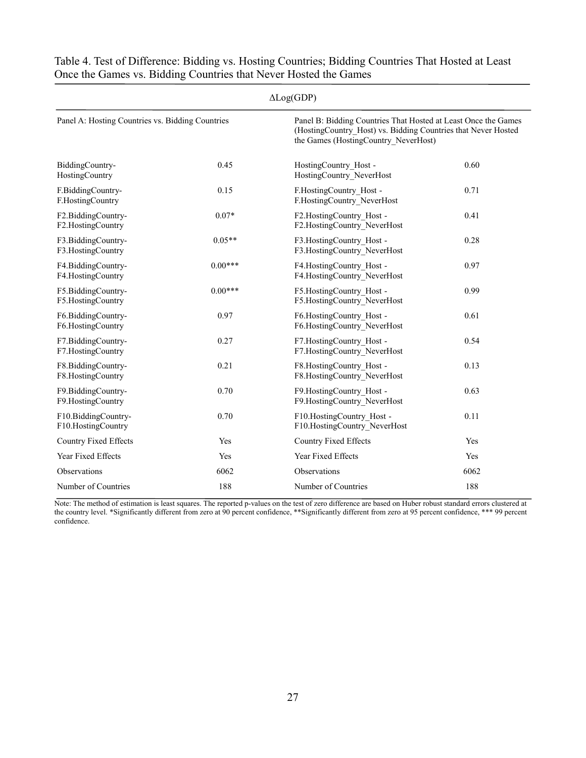Table 4. Test of Difference: Bidding vs. Hosting Countries; Bidding Countries That Hosted at Least Once the Games vs. Bidding Countries that Never Hosted the Games

| $\Delta$Log(GDP) | | | |
|---|---|---|---|
| Panel A: Hosting Countries vs. Bidding Countries | | Panel B: Bidding Countries That Hosted at Least Once the Games (HostingCountry_Host) vs. Bidding Countries that Never Hosted the Games (HostingCountry_NeverHost) | |
| BiddingCountry-HostingCountry | 0.45 | HostingCountry_Host - HostingCountry_NeverHost | 0.60 |
| F.BiddingCountry-F.HostingCountry | 0.15 | F.HostingCountry_Host - F.HostingCountry_NeverHost | 0.71 |
| F2.BiddingCountry-F2.HostingCountry | 0.07* | F2.HostingCountry_Host - F2.HostingCountry_NeverHost | 0.41 |
| F3.BiddingCountry-F3.HostingCountry | 0.05** | F3.HostingCountry_Host - F3.HostingCountry_NeverHost | 0.28 |
| F4.BiddingCountry-F4.HostingCountry | 0.00*** | F4.HostingCountry_Host - F4.HostingCountry_NeverHost | 0.97 |
| F5.BiddingCountry-F5.HostingCountry | 0.00*** | F5.HostingCountry_Host - F5.HostingCountry_NeverHost | 0.99 |
| F6.BiddingCountry-F6.HostingCountry | 0.97 | F6.HostingCountry_Host - F6.HostingCountry_NeverHost | 0.61 |
| F7.BiddingCountry-F7.HostingCountry | 0.27 | F7.HostingCountry_Host - F7.HostingCountry_NeverHost | 0.54 |
| F8.BiddingCountry-F8.HostingCountry | 0.21 | F8.HostingCountry_Host - F8.HostingCountry_NeverHost | 0.13 |
| F9.BiddingCountry-F9.HostingCountry | 0.70 | F9.HostingCountry_Host - F9.HostingCountry_NeverHost | 0.63 |
| F10.BiddingCountry-F10.HostingCountry | 0.70 | F10.HostingCountry_Host - F10.HostingCountry_NeverHost | 0.11 |
| Country Fixed Effects | Yes | Country Fixed Effects | Yes |
| Year Fixed Effects | Yes | Year Fixed Effects | Yes |
| Observations | 6062 | Observations | 6062 |
| Number of Countries | 188 | Number of Countries | 188 |

Note: The method of estimation is least squares. The reported p-values on the test of zero difference are based on Huber robust standard errors clustered at the country level. *Significantly different from zero at 90 percent confidence, **Significantly different from zero at 95 percent confidence, *** 99 percent confidence.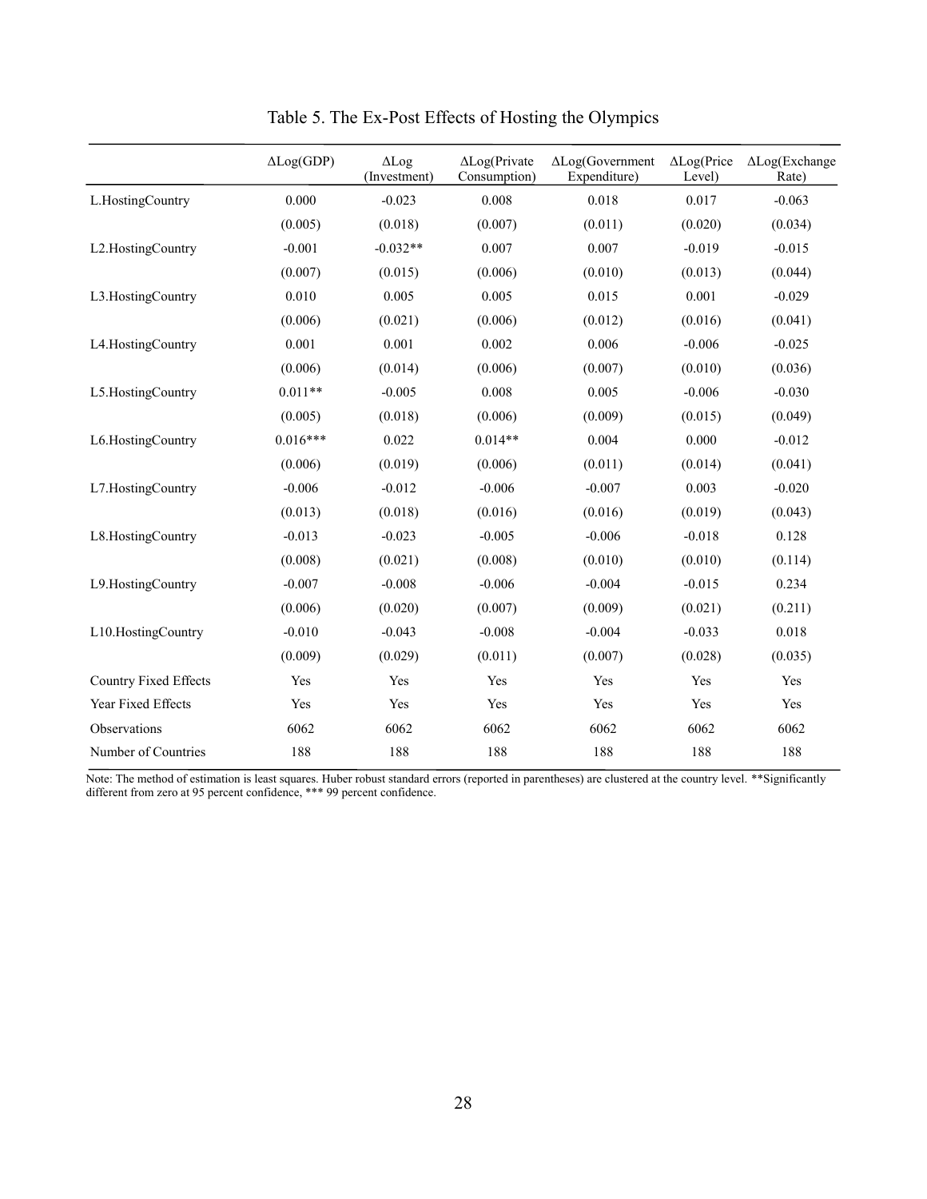# Table 5. The Ex-Post Effects of Hosting the Olympics

| | ΔLog(GDP) | ΔLog (Investment) | ΔLog(Private Consumption) | ΔLog(Government Expenditure) | ΔLog(Price Level) | ΔLog(Exchange Rate) |
|---|---|---|---|---|---|---|
| L.HostingCountry | 0.000 | -0.023 | 0.008 | 0.018 | 0.017 | -0.063 |
| | (0.005) | (0.018) | (0.007) | (0.011) | (0.020) | (0.034) |
| L2.HostingCountry | -0.001 | -0.032** | 0.007 | 0.007 | -0.019 | -0.015 |
| | (0.007) | (0.015) | (0.006) | (0.010) | (0.013) | (0.044) |
| L3.HostingCountry | 0.010 | 0.005 | 0.005 | 0.015 | 0.001 | -0.029 |
| | (0.006) | (0.021) | (0.006) | (0.012) | (0.016) | (0.041) |
| L4.HostingCountry | 0.001 | 0.001 | 0.002 | 0.006 | -0.006 | -0.025 |
| | (0.006) | (0.014) | (0.006) | (0.007) | (0.010) | (0.036) |
| L5.HostingCountry | 0.011** | -0.005 | 0.008 | 0.005 | -0.006 | -0.030 |
| | (0.005) | (0.018) | (0.006) | (0.009) | (0.015) | (0.049) |
| L6.HostingCountry | 0.016*** | 0.022 | 0.014** | 0.004 | 0.000 | -0.012 |
| | (0.006) | (0.019) | (0.006) | (0.011) | (0.014) | (0.041) |
| L7.HostingCountry | -0.006 | -0.012 | -0.006 | -0.007 | 0.003 | -0.020 |
| | (0.013) | (0.018) | (0.016) | (0.016) | (0.019) | (0.043) |
| L8.HostingCountry | -0.013 | -0.023 | -0.005 | -0.006 | -0.018 | 0.128 |
| | (0.008) | (0.021) | (0.008) | (0.010) | (0.010) | (0.114) |
| L9.HostingCountry | -0.007 | -0.008 | -0.006 | -0.004 | -0.015 | 0.234 |
| | (0.006) | (0.020) | (0.007) | (0.009) | (0.021) | (0.211) |
| L10.HostingCountry | -0.010 | -0.043 | -0.008 | -0.004 | -0.033 | 0.018 |
| | (0.009) | (0.029) | (0.011) | (0.007) | (0.028) | (0.035) |
| Country Fixed Effects | Yes | Yes | Yes | Yes | Yes | Yes |
| Year Fixed Effects | Yes | Yes | Yes | Yes | Yes | Yes |
| Observations | 6062 | 6062 | 6062 | 6062 | 6062 | 6062 |
| Number of Countries | 188 | 188 | 188 | 188 | 188 | 188 |

Note: The method of estimation is least squares. Huber robust standard errors (reported in parentheses) are clustered at the country level. **Significantly different from zero at 95 percent confidence, *** 99 percent confidence.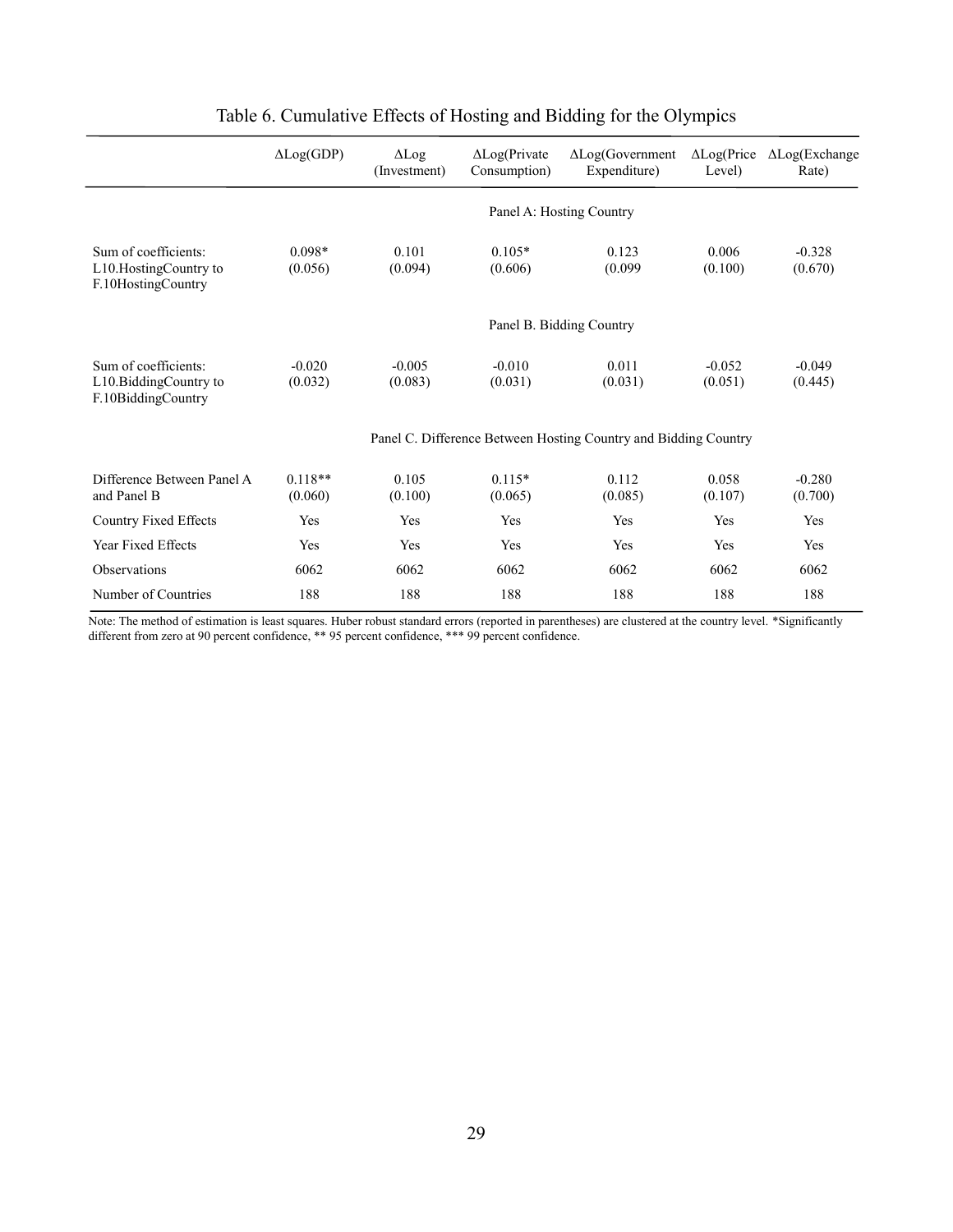# Table 6. Cumulative Effects of Hosting and Bidding for the Olympics

| | ΔLog(GDP) | ΔLog (Investment) | ΔLog(Private Consumption) | ΔLog(Government Expenditure) | ΔLog(Price Level) | ΔLog(Exchange Rate) |
|---|---|---|---|---|---|---|
| | | | Panel A: Hosting Country | | | |
| Sum of coefficients: L10.HostingCountry to F.10HostingCountry | 0.098* (0.056) | 0.101 (0.094) | 0.105* (0.606) | 0.123 (0.099 | 0.006 (0.100) | -0.328 (0.670) |
| | | | Panel B. Bidding Country | | | |
| Sum of coefficients: L10.BiddingCountry to F.10BiddingCountry | -0.020 (0.032) | -0.005 (0.083) | -0.010 (0.031) | 0.011 (0.031) | -0.052 (0.051) | -0.049 (0.445) |
| | | | Panel C. Difference Between Hosting Country and Bidding Country | | | |
| Difference Between Panel A and Panel B | 0.118** (0.060) | 0.105 (0.100) | 0.115* (0.065) | 0.112 (0.085) | 0.058 (0.107) | -0.280 (0.700) |
| Country Fixed Effects | Yes | Yes | Yes | Yes | Yes | Yes |
| Year Fixed Effects | Yes | Yes | Yes | Yes | Yes | Yes |
| Observations | 6062 | 6062 | 6062 | 6062 | 6062 | 6062 |
| Number of Countries | 188 | 188 | 188 | 188 | 188 | 188 |

Note: The method of estimation is least squares. Huber robust standard errors (reported in parentheses) are clustered at the country level. *Significantly different from zero at 90 percent confidence, ** 95 percent confidence, *** 99 percent confidence.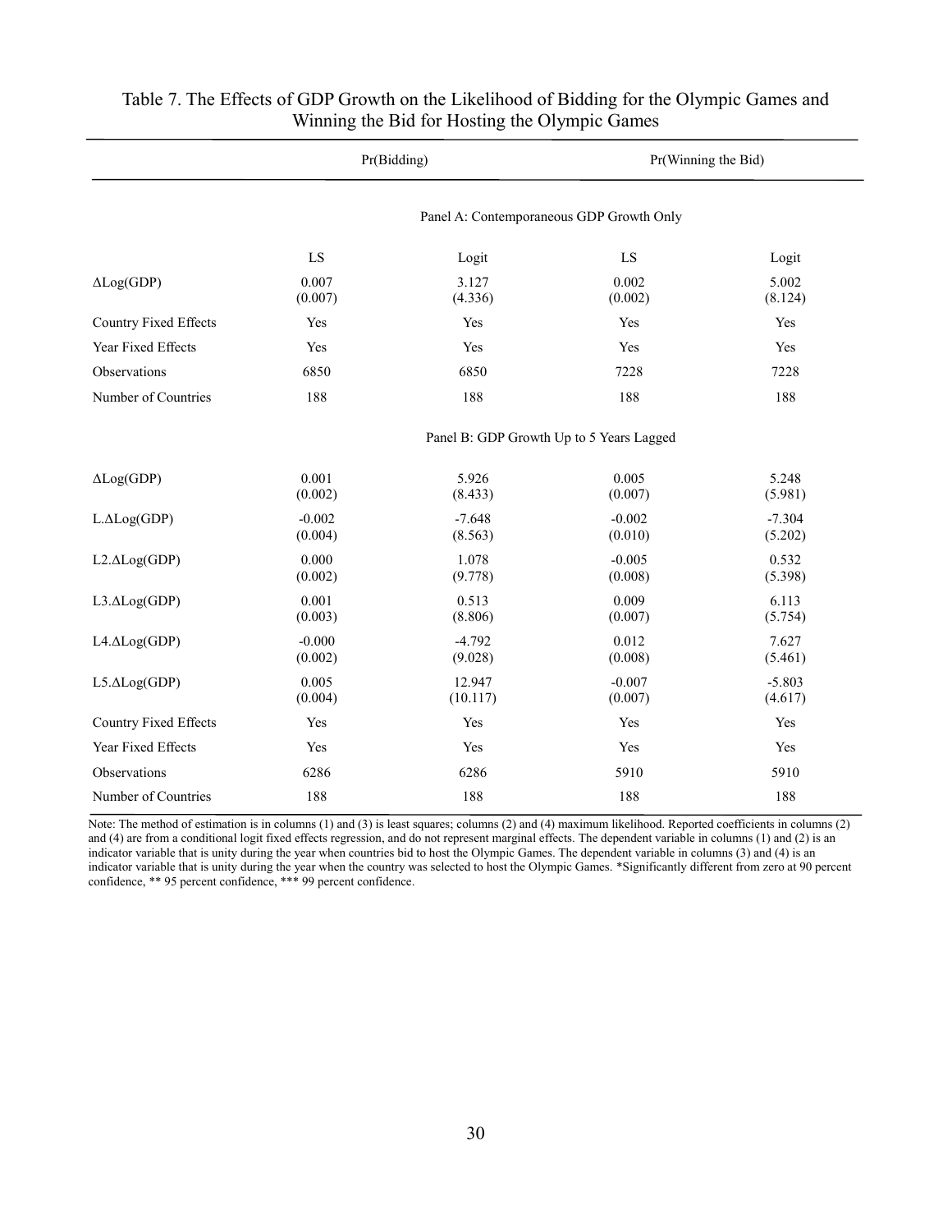# Table 7. The Effects of GDP Growth on the Likelihood of Bidding for the Olympic Games and Winning the Bid for Hosting the Olympic Games

| | Pr(Bidding) | | Pr(Winning the Bid) | |
|---|---|---|---|---|
| | **Panel A: Contemporaneous GDP Growth Only** | | | |
| | LS | Logit | LS | Logit |
| $\Delta$Log(GDP) | 0.007 | 3.127 | 0.002 | 5.002 |
| | (0.007) | (4.336) | (0.002) | (8.124) |
| Country Fixed Effects | Yes | Yes | Yes | Yes |
| Year Fixed Effects | Yes | Yes | Yes | Yes |
| Observations | 6850 | 6850 | 7228 | 7228 |
| Number of Countries | 188 | 188 | 188 | 188 |
| | **Panel B: GDP Growth Up to 5 Years Lagged** | | | |
| $\Delta$Log(GDP) | 0.001 | 5.926 | 0.005 | 5.248 |
| | (0.002) | (8.433) | (0.007) | (5.981) |
| L.$\Delta$Log(GDP) | -0.002 | -7.648 | -0.002 | -7.304 |
| | (0.004) | (8.563) | (0.010) | (5.202) |
| L2.$\Delta$Log(GDP) | 0.000 | 1.078 | -0.005 | 0.532 |
| | (0.002) | (9.778) | (0.008) | (5.398) |
| L3.$\Delta$Log(GDP) | 0.001 | 0.513 | 0.009 | 6.113 |
| | (0.003) | (8.806) | (0.007) | (5.754) |
| L4.$\Delta$Log(GDP) | -0.000 | -4.792 | 0.012 | 7.627 |
| | (0.002) | (9.028) | (0.008) | (5.461) |
| L5.$\Delta$Log(GDP) | 0.005 | 12.947 | -0.007 | -5.803 |
| | (0.004) | (10.117) | (0.007) | (4.617) |
| Country Fixed Effects | Yes | Yes | Yes | Yes |
| Year Fixed Effects | Yes | Yes | Yes | Yes |
| Observations | 6286 | 6286 | 5910 | 5910 |
| Number of Countries | 188 | 188 | 188 | 188 |

Note: The method of estimation is in columns (1) and (3) is least squares; columns (2) and (4) maximum likelihood. Reported coefficients in columns (2) and (4) are from a conditional logit fixed effects regression, and do not represent marginal effects. The dependent variable in columns (1) and (2) is an indicator variable that is unity during the year when countries bid to host the Olympic Games. The dependent variable in columns (3) and (4) is an indicator variable that is unity during the year when the country was selected to host the Olympic Games. *Significantly different from zero at 90 percent confidence, ** 95 percent confidence, *** 99 percent confidence.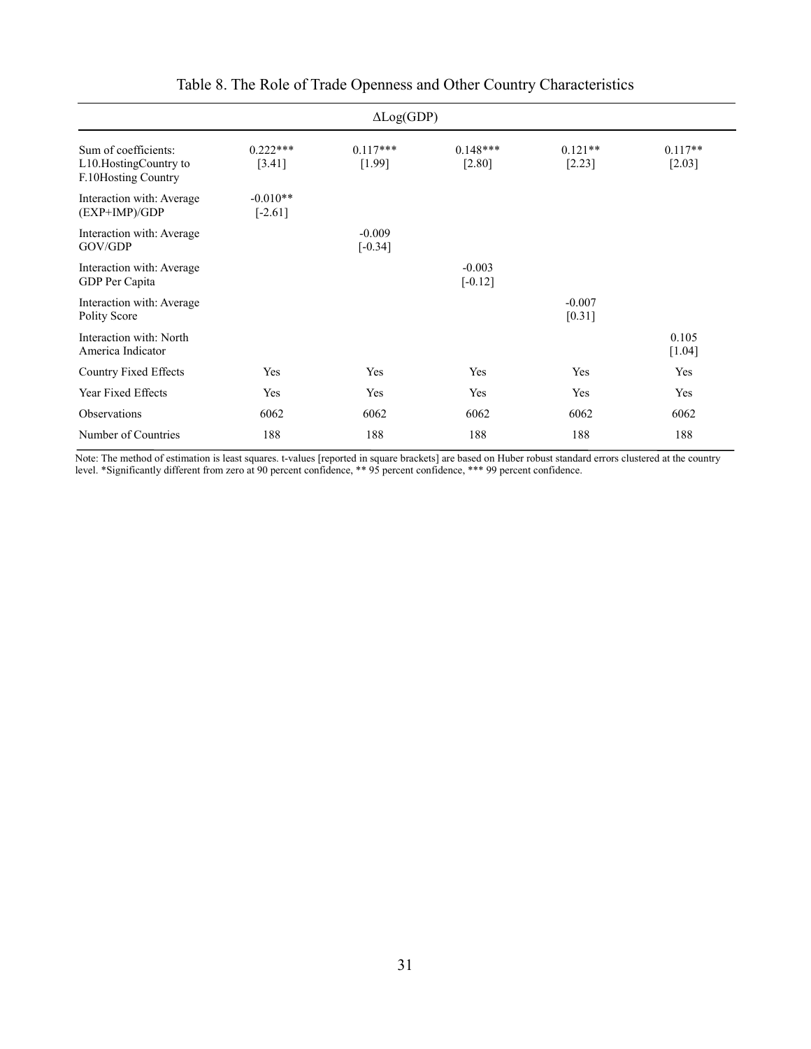Table 8. The Role of Trade Openness and Other Country Characteristics

| | $\Delta$Log(GDP) | | | | |
|---|---|---|---|---|---|
| Sum of coefficients: L10.HostingCountry to F.10Hosting Country | 0.222*** [3.41] | 0.117*** [1.99] | 0.148*** [2.80] | 0.121** [2.23] | 0.117** [2.03] |
| Interaction with: Average (EXP+IMP)/GDP | -0.010** [-2.61] | | | | |
| Interaction with: Average GOV/GDP | | -0.009 [-0.34] | | | |
| Interaction with: Average GDP Per Capita | | | -0.003 [-0.12] | | |
| Interaction with: Average Polity Score | | | | -0.007 [0.31] | |
| Interaction with: North America Indicator | | | | | 0.105 [1.04] |
| Country Fixed Effects | Yes | Yes | Yes | Yes | Yes |
| Year Fixed Effects | Yes | Yes | Yes | Yes | Yes |
| Observations | 6062 | 6062 | 6062 | 6062 | 6062 |
| Number of Countries | 188 | 188 | 188 | 188 | 188 |

Note: The method of estimation is least squares. t-values [reported in square brackets] are based on Huber robust standard errors clustered at the country level. *Significantly different from zero at 90 percent confidence, ** 95 percent confidence, *** 99 percent confidence.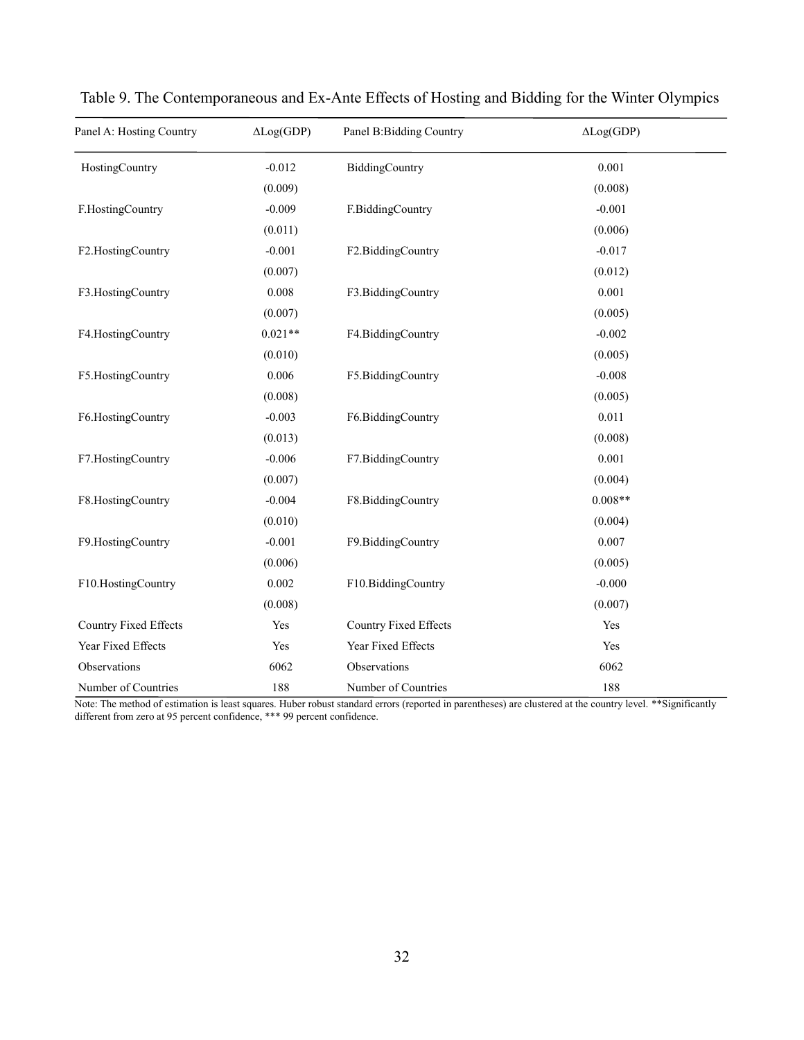Table 9. The Contemporaneous and Ex-Ante Effects of Hosting and Bidding for the Winter Olympics

| Panel A: Hosting Country | ΔLog(GDP) | Panel B:Bidding Country | ΔLog(GDP) |
|---|---|---|---|
| HostingCountry | -0.012 | BiddingCountry | 0.001 |
| | (0.009) | | (0.008) |
| F.HostingCountry | -0.009 | F.BiddingCountry | -0.001 |
| | (0.011) | | (0.006) |
| F2.HostingCountry | -0.001 | F2.BiddingCountry | -0.017 |
| | (0.007) | | (0.012) |
| F3.HostingCountry | 0.008 | F3.BiddingCountry | 0.001 |
| | (0.007) | | (0.005) |
| F4.HostingCountry | 0.021** | F4.BiddingCountry | -0.002 |
| | (0.010) | | (0.005) |
| F5.HostingCountry | 0.006 | F5.BiddingCountry | -0.008 |
| | (0.008) | | (0.005) |
| F6.HostingCountry | -0.003 | F6.BiddingCountry | 0.011 |
| | (0.013) | | (0.008) |
| F7.HostingCountry | -0.006 | F7.BiddingCountry | 0.001 |
| | (0.007) | | (0.004) |
| F8.HostingCountry | -0.004 | F8.BiddingCountry | 0.008** |
| | (0.010) | | (0.004) |
| F9.HostingCountry | -0.001 | F9.BiddingCountry | 0.007 |
| | (0.006) | | (0.005) |
| F10.HostingCountry | 0.002 | F10.BiddingCountry | -0.000 |
| | (0.008) | | (0.007) |
| Country Fixed Effects | Yes | Country Fixed Effects | Yes |
| Year Fixed Effects | Yes | Year Fixed Effects | Yes |
| Observations | 6062 | Observations | 6062 |
| Number of Countries | 188 | Number of Countries | 188 |

Note: The method of estimation is least squares. Huber robust standard errors (reported in parentheses) are clustered at the country level. **Significantly different from zero at 95 percent confidence, *** 99 percent confidence.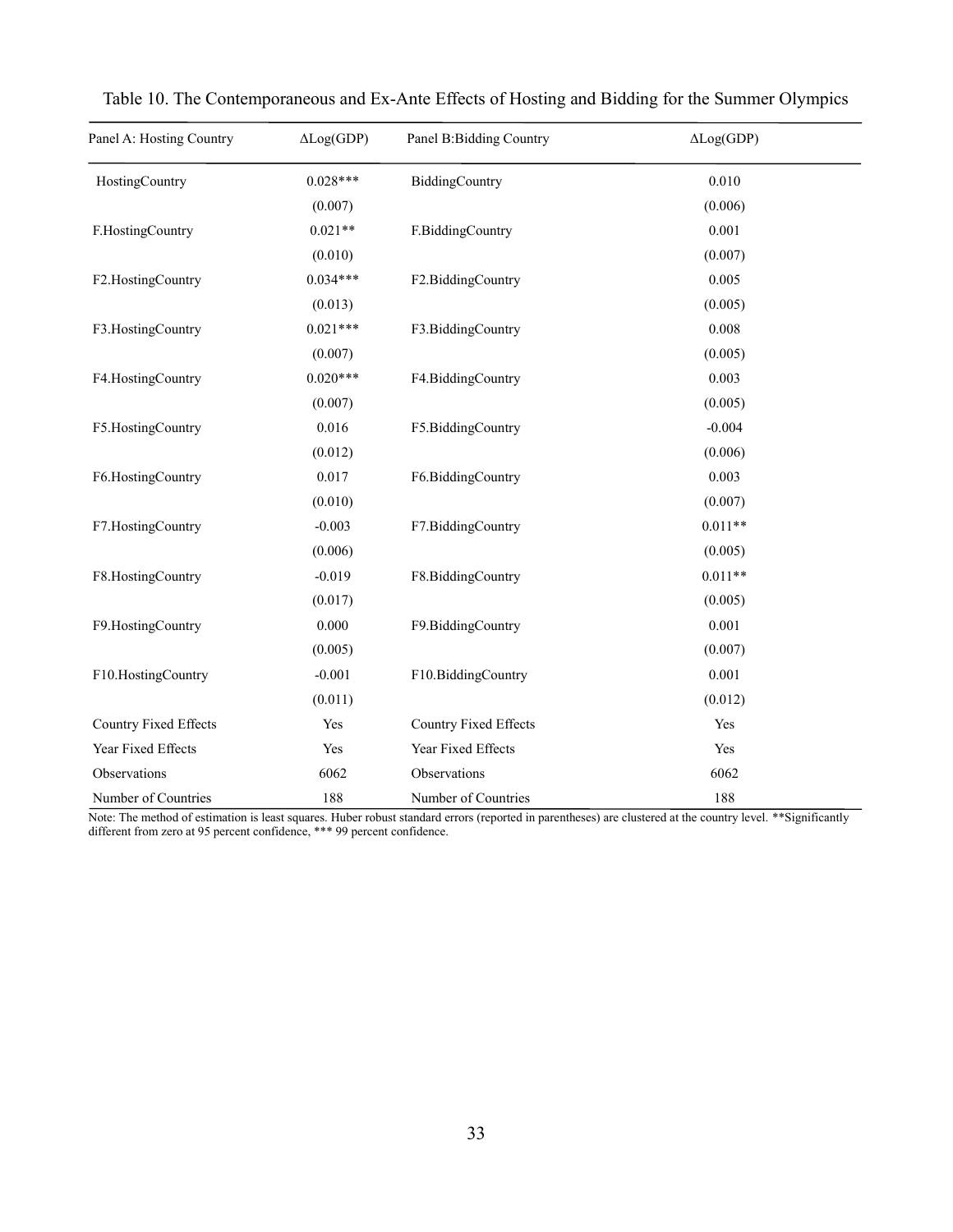Table 10. The Contemporaneous and Ex-Ante Effects of Hosting and Bidding for the Summer Olympics

| Panel A: Hosting Country | ΔLog(GDP) | Panel B:Bidding Country | ΔLog(GDP) |
|---|---|---|---|
| HostingCountry | 0.028*** | BiddingCountry | 0.010 |
| | (0.007) | | (0.006) |
| F.HostingCountry | 0.021** | F.BiddingCountry | 0.001 |
| | (0.010) | | (0.007) |
| F2.HostingCountry | 0.034*** | F2.BiddingCountry | 0.005 |
| | (0.013) | | (0.005) |
| F3.HostingCountry | 0.021*** | F3.BiddingCountry | 0.008 |
| | (0.007) | | (0.005) |
| F4.HostingCountry | 0.020*** | F4.BiddingCountry | 0.003 |
| | (0.007) | | (0.005) |
| F5.HostingCountry | 0.016 | F5.BiddingCountry | -0.004 |
| | (0.012) | | (0.006) |
| F6.HostingCountry | 0.017 | F6.BiddingCountry | 0.003 |
| | (0.010) | | (0.007) |
| F7.HostingCountry | -0.003 | F7.BiddingCountry | 0.011** |
| | (0.006) | | (0.005) |
| F8.HostingCountry | -0.019 | F8.BiddingCountry | 0.011** |
| | (0.017) | | (0.005) |
| F9.HostingCountry | 0.000 | F9.BiddingCountry | 0.001 |
| | (0.005) | | (0.007) |
| F10.HostingCountry | -0.001 | F10.BiddingCountry | 0.001 |
| | (0.011) | | (0.012) |
| Country Fixed Effects | Yes | Country Fixed Effects | Yes |
| Year Fixed Effects | Yes | Year Fixed Effects | Yes |
| Observations | 6062 | Observations | 6062 |
| Number of Countries | 188 | Number of Countries | 188 |

Note: The method of estimation is least squares. Huber robust standard errors (reported in parentheses) are clustered at the country level. **Significantly different from zero at 95 percent confidence, *** 99 percent confidence.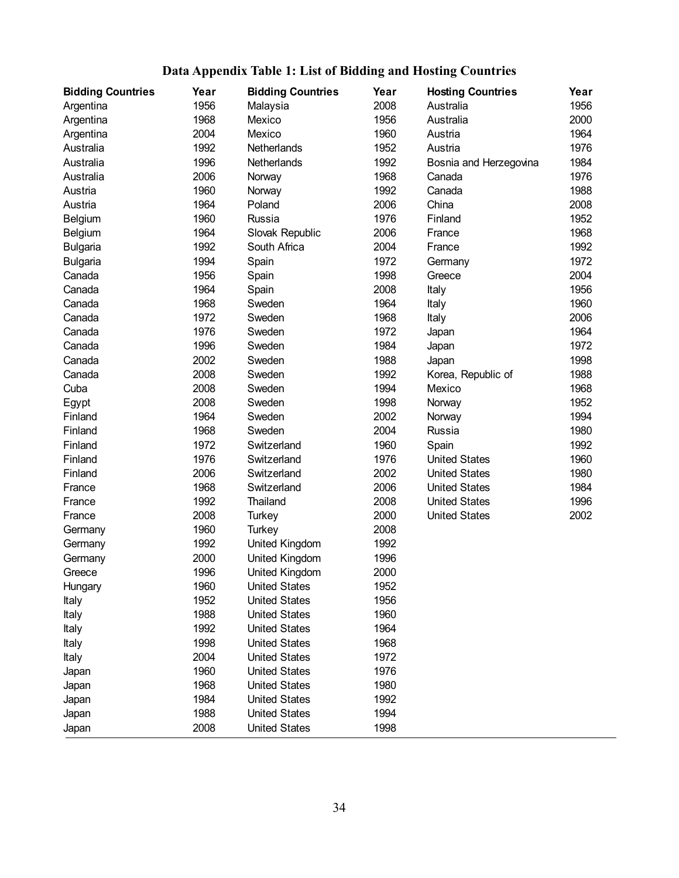**Data Appendix Table 1: List of Bidding and Hosting Countries**

| Bidding Countries | Year | Bidding Countries | Year | Hosting Countries | Year |
|---|---|---|---|---|---|
| Argentina | 1956 | Malaysia | 2008 | Australia | 1956 |
| Argentina | 1968 | Mexico | 1956 | Australia | 2000 |
| Argentina | 2004 | Mexico | 1960 | Austria | 1964 |
| Australia | 1992 | Netherlands | 1952 | Austria | 1976 |
| Australia | 1996 | Netherlands | 1992 | Bosnia and Herzegovina | 1984 |
| Australia | 2006 | Norway | 1968 | Canada | 1976 |
| Austria | 1960 | Norway | 1992 | Canada | 1988 |
| Austria | 1964 | Poland | 2006 | China | 2008 |
| Belgium | 1960 | Russia | 1976 | Finland | 1952 |
| Belgium | 1964 | Slovak Republic | 2006 | France | 1968 |
| Bulgaria | 1992 | South Africa | 2004 | France | 1992 |
| Bulgaria | 1994 | Spain | 1972 | Germany | 1972 |
| Canada | 1956 | Spain | 1998 | Greece | 2004 |
| Canada | 1964 | Spain | 2008 | Italy | 1956 |
| Canada | 1968 | Sweden | 1964 | Italy | 1960 |
| Canada | 1972 | Sweden | 1968 | Italy | 2006 |
| Canada | 1976 | Sweden | 1972 | Japan | 1964 |
| Canada | 1996 | Sweden | 1984 | Japan | 1972 |
| Canada | 2002 | Sweden | 1988 | Japan | 1998 |
| Canada | 2008 | Sweden | 1992 | Korea, Republic of | 1988 |
| Cuba | 2008 | Sweden | 1994 | Mexico | 1968 |
| Egypt | 2008 | Sweden | 1998 | Norway | 1952 |
| Finland | 1964 | Sweden | 2002 | Norway | 1994 |
| Finland | 1968 | Sweden | 2004 | Russia | 1980 |
| Finland | 1972 | Switzerland | 1960 | Spain | 1992 |
| Finland | 1976 | Switzerland | 1976 | United States | 1960 |
| Finland | 2006 | Switzerland | 2002 | United States | 1980 |
| France | 1968 | Switzerland | 2006 | United States | 1984 |
| France | 1992 | Thailand | 2008 | United States | 1996 |
| France | 2008 | Turkey | 2000 | United States | 2002 |
| Germany | 1960 | Turkey | 2008 | | |
| Germany | 1992 | United Kingdom | 1992 | | |
| Germany | 2000 | United Kingdom | 1996 | | |
| Greece | 1996 | United Kingdom | 2000 | | |
| Hungary | 1960 | United States | 1952 | | |
| Italy | 1952 | United States | 1956 | | |
| Italy | 1988 | United States | 1960 | | |
| Italy | 1992 | United States | 1964 | | |
| Italy | 1998 | United States | 1968 | | |
| Italy | 2004 | United States | 1972 | | |
| Japan | 1960 | United States | 1976 | | |
| Japan | 1968 | United States | 1980 | | |
| Japan | 1984 | United States | 1992 | | |
| Japan | 1988 | United States | 1994 | | |
| Japan | 2008 | United States | 1998 | | |